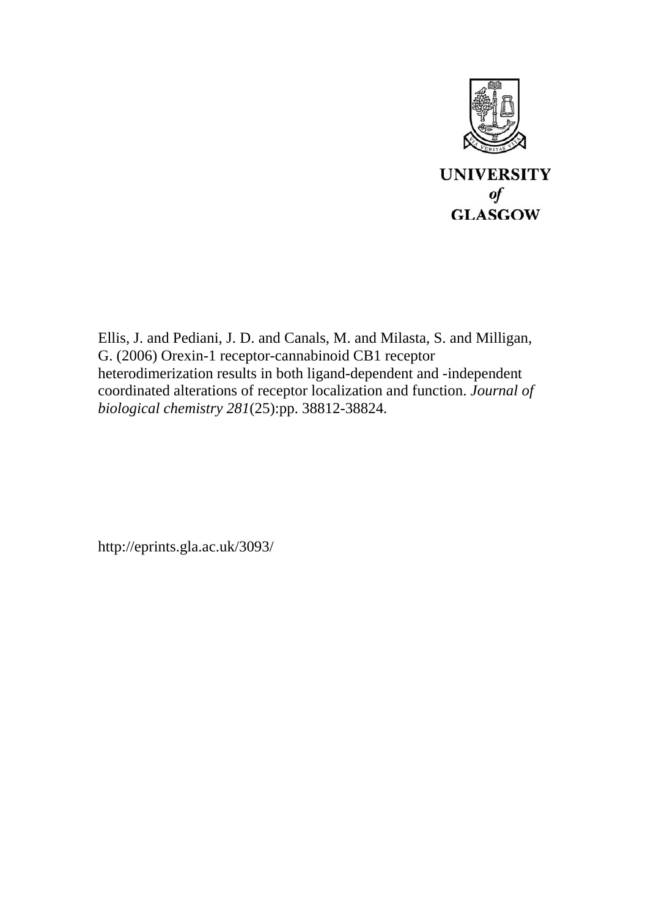UNIVERSITY
*of*
GLASGOW

Ellis, J. and Pediani, J. D. and Canals, M. and Milasta, S. and Milligan, G. (2006) Orexin-1 receptor-cannabinoid CB1 receptor heterodimerization results in both ligand-dependent and -independent coordinated alterations of receptor localization and function. *Journal of biological chemistry 281*(25):pp. 38812-38824.

http://eprints.gla.ac.uk/3093/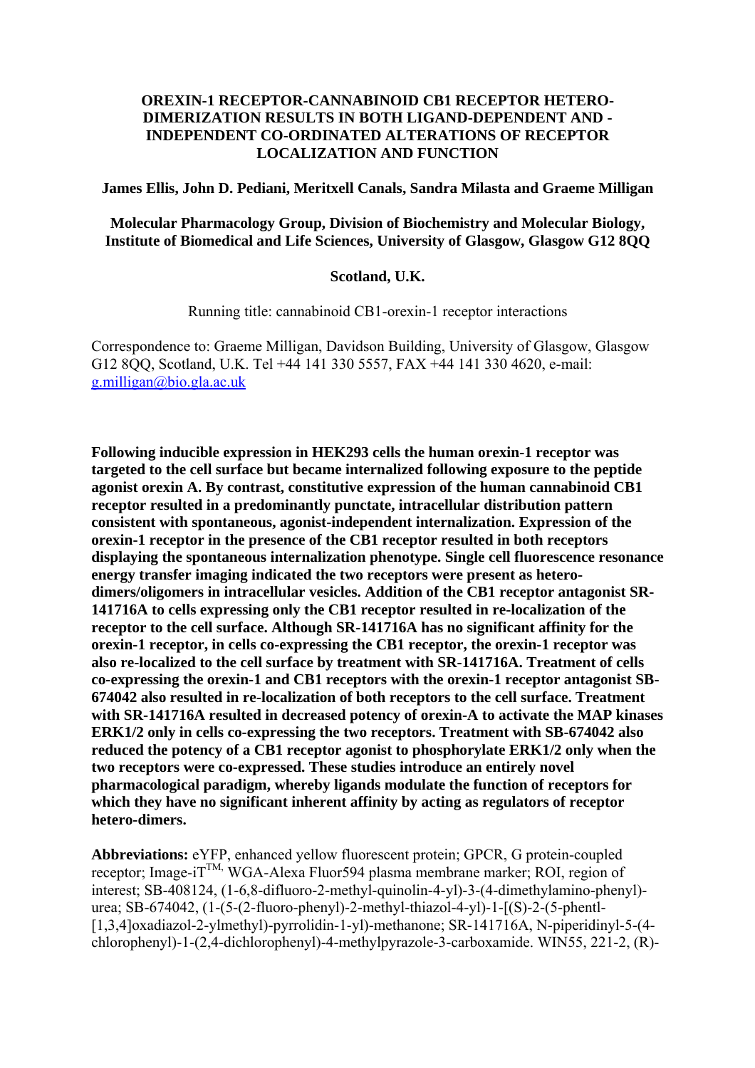# OREXIN-1 RECEPTOR-CANNABINOID CB1 RECEPTOR HETERO-DIMERIZATION RESULTS IN BOTH LIGAND-DEPENDENT AND -INDEPENDENT CO-ORDINATED ALTERATIONS OF RECEPTOR LOCALIZATION AND FUNCTION

**James Ellis, John D. Pediani, Meritxell Canals, Sandra Milasta and Graeme Milligan**

**Molecular Pharmacology Group, Division of Biochemistry and Molecular Biology, Institute of Biomedical and Life Sciences, University of Glasgow, Glasgow G12 8QQ**

**Scotland, U.K.**

Running title: cannabinoid CB1-orexin-1 receptor interactions

Correspondence to: Graeme Milligan, Davidson Building, University of Glasgow, Glasgow G12 8QQ, Scotland, U.K. Tel +44 141 330 5557, FAX +44 141 330 4620, e-mail: g.milligan@bio.gla.ac.uk

**Following inducible expression in HEK293 cells the human orexin-1 receptor was targeted to the cell surface but became internalized following exposure to the peptide agonist orexin A. By contrast, constitutive expression of the human cannabinoid CB1 receptor resulted in a predominantly punctate, intracellular distribution pattern consistent with spontaneous, agonist-independent internalization. Expression of the orexin-1 receptor in the presence of the CB1 receptor resulted in both receptors displaying the spontaneous internalization phenotype. Single cell fluorescence resonance energy transfer imaging indicated the two receptors were present as hetero-dimers/oligomers in intracellular vesicles. Addition of the CB1 receptor antagonist SR-141716A to cells expressing only the CB1 receptor resulted in re-localization of the receptor to the cell surface. Although SR-141716A has no significant affinity for the orexin-1 receptor, in cells co-expressing the CB1 receptor, the orexin-1 receptor was also re-localized to the cell surface by treatment with SR-141716A. Treatment of cells co-expressing the orexin-1 and CB1 receptors with the orexin-1 receptor antagonist SB-674042 also resulted in re-localization of both receptors to the cell surface. Treatment with SR-141716A resulted in decreased potency of orexin-A to activate the MAP kinases ERK1/2 only in cells co-expressing the two receptors. Treatment with SB-674042 also reduced the potency of a CB1 receptor agonist to phosphorylate ERK1/2 only when the two receptors were co-expressed. These studies introduce an entirely novel pharmacological paradigm, whereby ligands modulate the function of receptors for which they have no significant inherent affinity by acting as regulators of receptor hetero-dimers.**

**Abbreviations:** eYFP, enhanced yellow fluorescent protein; GPCR, G protein-coupled receptor; Image-iT$^{TM,}$ WGA-Alexa Fluor594 plasma membrane marker; ROI, region of interest; SB-408124, (1-6,8-difluoro-2-methyl-quinolin-4-yl)-3-(4-dimethylamino-phenyl)-urea; SB-674042, (1-(5-(2-fluoro-phenyl)-2-methyl-thiazol-4-yl)-1-[(S)-2-(5-phentl-[1,3,4]oxadiazol-2-ylmethyl)-pyrrolidin-1-yl)-methanone; SR-141716A, N-piperidinyl-5-(4-chlorophenyl)-1-(2,4-dichlorophenyl)-4-methylpyrazole-3-carboxamide. WIN55, 221-2, (R)-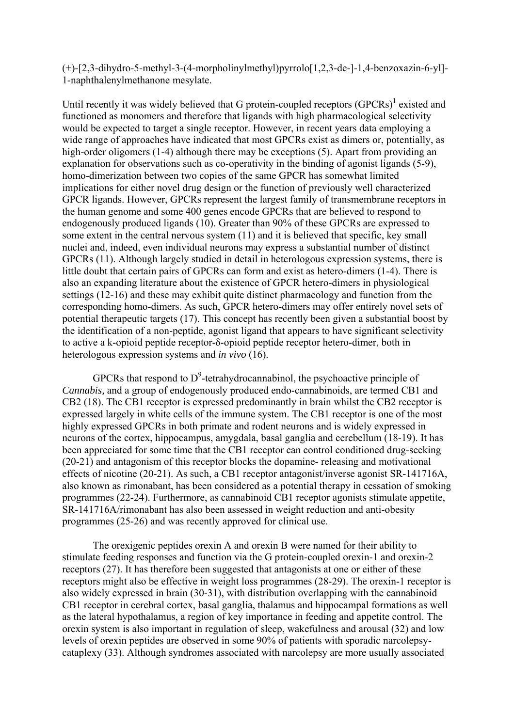(+)-[2,3-dihydro-5-methyl-3-(4-morpholinylmethyl)pyrrolo[1,2,3-de-]-1,4-benzoxazin-6-yl]-1-naphthalenylmethanone mesylate.

Until recently it was widely believed that G protein-coupled receptors (GPCRs)[1] existed and functioned as monomers and therefore that ligands with high pharmacological selectivity would be expected to target a single receptor. However, in recent years data employing a wide range of approaches have indicated that most GPCRs exist as dimers or, potentially, as high-order oligomers (1-4) although there may be exceptions (5). Apart from providing an explanation for observations such as co-operativity in the binding of agonist ligands (5-9), homo-dimerization between two copies of the same GPCR has somewhat limited implications for either novel drug design or the function of previously well characterized GPCR ligands. However, GPCRs represent the largest family of transmembrane receptors in the human genome and some 400 genes encode GPCRs that are believed to respond to endogenously produced ligands (10). Greater than 90% of these GPCRs are expressed to some extent in the central nervous system (11) and it is believed that specific, key small nuclei and, indeed, even individual neurons may express a substantial number of distinct GPCRs (11). Although largely studied in detail in heterologous expression systems, there is little doubt that certain pairs of GPCRs can form and exist as hetero-dimers (1-4). There is also an expanding literature about the existence of GPCR hetero-dimers in physiological settings (12-16) and these may exhibit quite distinct pharmacology and function from the corresponding homo-dimers. As such, GPCR hetero-dimers may offer entirely novel sets of potential therapeutic targets (17). This concept has recently been given a substantial boost by the identification of a non-peptide, agonist ligand that appears to have significant selectivity to active a k-opioid peptide receptor-δ-opioid peptide receptor hetero-dimer, both in heterologous expression systems and *in vivo* (16).

GPCRs that respond to $D^9$-tetrahydrocannabinol, the psychoactive principle of *Cannabis,* and a group of endogenously produced endo-cannabinoids, are termed CB1 and CB2 (18). The CB1 receptor is expressed predominantly in brain whilst the CB2 receptor is expressed largely in white cells of the immune system. The CB1 receptor is one of the most highly expressed GPCRs in both primate and rodent neurons and is widely expressed in neurons of the cortex, hippocampus, amygdala, basal ganglia and cerebellum (18-19). It has been appreciated for some time that the CB1 receptor can control conditioned drug-seeking (20-21) and antagonism of this receptor blocks the dopamine- releasing and motivational effects of nicotine (20-21). As such, a CB1 receptor antagonist/inverse agonist SR-141716A, also known as rimonabant, has been considered as a potential therapy in cessation of smoking programmes (22-24). Furthermore, as cannabinoid CB1 receptor agonists stimulate appetite, SR-141716A/rimonabant has also been assessed in weight reduction and anti-obesity programmes (25-26) and was recently approved for clinical use.

The orexigenic peptides orexin A and orexin B were named for their ability to stimulate feeding responses and function via the G protein-coupled orexin-1 and orexin-2 receptors (27). It has therefore been suggested that antagonists at one or either of these receptors might also be effective in weight loss programmes (28-29). The orexin-1 receptor is also widely expressed in brain (30-31), with distribution overlapping with the cannabinoid CB1 receptor in cerebral cortex, basal ganglia, thalamus and hippocampal formations as well as the lateral hypothalamus, a region of key importance in feeding and appetite control. The orexin system is also important in regulation of sleep, wakefulness and arousal (32) and low levels of orexin peptides are observed in some 90% of patients with sporadic narcolepsy-cataplexy (33). Although syndromes associated with narcolepsy are more usually associated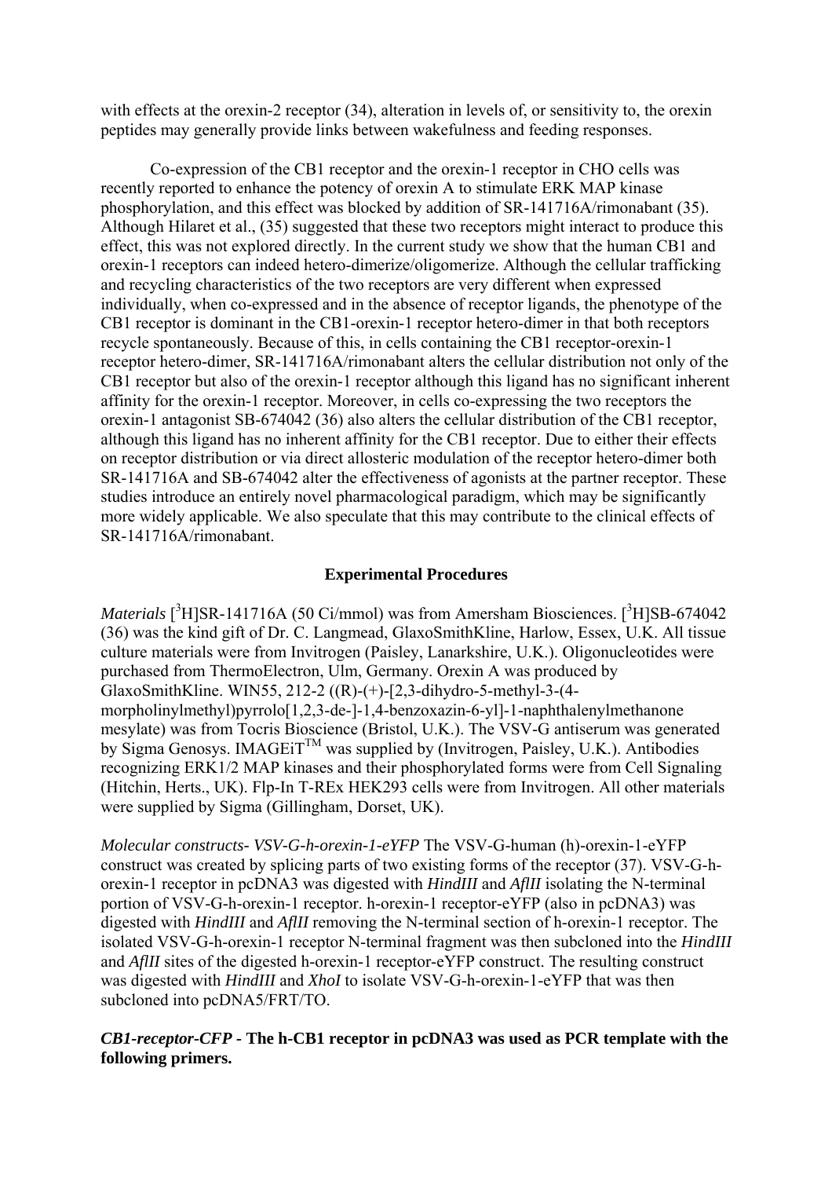with effects at the orexin-2 receptor (34), alteration in levels of, or sensitivity to, the orexin peptides may generally provide links between wakefulness and feeding responses.

Co-expression of the CB1 receptor and the orexin-1 receptor in CHO cells was recently reported to enhance the potency of orexin A to stimulate ERK MAP kinase phosphorylation, and this effect was blocked by addition of SR-141716A/rimonabant (35). Although Hilaret et al., (35) suggested that these two receptors might interact to produce this effect, this was not explored directly. In the current study we show that the human CB1 and orexin-1 receptors can indeed hetero-dimerize/oligomerize. Although the cellular trafficking and recycling characteristics of the two receptors are very different when expressed individually, when co-expressed and in the absence of receptor ligands, the phenotype of the CB1 receptor is dominant in the CB1-orexin-1 receptor hetero-dimer in that both receptors recycle spontaneously. Because of this, in cells containing the CB1 receptor-orexin-1 receptor hetero-dimer, SR-141716A/rimonabant alters the cellular distribution not only of the CB1 receptor but also of the orexin-1 receptor although this ligand has no significant inherent affinity for the orexin-1 receptor. Moreover, in cells co-expressing the two receptors the orexin-1 antagonist SB-674042 (36) also alters the cellular distribution of the CB1 receptor, although this ligand has no inherent affinity for the CB1 receptor. Due to either their effects on receptor distribution or via direct allosteric modulation of the receptor hetero-dimer both SR-141716A and SB-674042 alter the effectiveness of agonists at the partner receptor. These studies introduce an entirely novel pharmacological paradigm, which may be significantly more widely applicable. We also speculate that this may contribute to the clinical effects of SR-141716A/rimonabant.

## Experimental Procedures

*Materials* [$^3$H]SR-141716A (50 Ci/mmol) was from Amersham Biosciences. [$^3$H]SB-674042 (36) was the kind gift of Dr. C. Langmead, GlaxoSmithKline, Harlow, Essex, U.K. All tissue culture materials were from Invitrogen (Paisley, Lanarkshire, U.K.). Oligonucleotides were purchased from ThermoElectron, Ulm, Germany. Orexin A was produced by GlaxoSmithKline. WIN55, 212-2 ((R)-(+)-[2,3-dihydro-5-methyl-3-(4-morpholinylmethyl)pyrrolo[1,2,3-de-]-1,4-benzoxazin-6-yl]-1-naphthalenylmethanone mesylate) was from Tocris Bioscience (Bristol, U.K.). The VSV-G antiserum was generated by Sigma Genosys. IMAGEiT$^{TM}$ was supplied by (Invitrogen, Paisley, U.K.). Antibodies recognizing ERK1/2 MAP kinases and their phosphorylated forms were from Cell Signaling (Hitchin, Herts., UK). Flp-In T-REx HEK293 cells were from Invitrogen. All other materials were supplied by Sigma (Gillingham, Dorset, UK).

*Molecular constructs- VSV-G-h-orexin-1-eYFP* The VSV-G-human (h)-orexin-1-eYFP construct was created by splicing parts of two existing forms of the receptor (37). VSV-G-h-orexin-1 receptor in pcDNA3 was digested with *HindIII* and *AflII* isolating the N-terminal portion of VSV-G-h-orexin-1 receptor. h-orexin-1 receptor-eYFP (also in pcDNA3) was digested with *HindIII* and *AflII* removing the N-terminal section of h-orexin-1 receptor. The isolated VSV-G-h-orexin-1 receptor N-terminal fragment was then subcloned into the *HindIII* and *AflII* sites of the digested h-orexin-1 receptor-eYFP construct. The resulting construct was digested with *HindIII* and *XhoI* to isolate VSV-G-h-orexin-1-eYFP that was then subcloned into pcDNA5/FRT/TO.

***CB1-receptor-CFP* - The h-CB1 receptor in pcDNA3 was used as PCR template with the following primers.**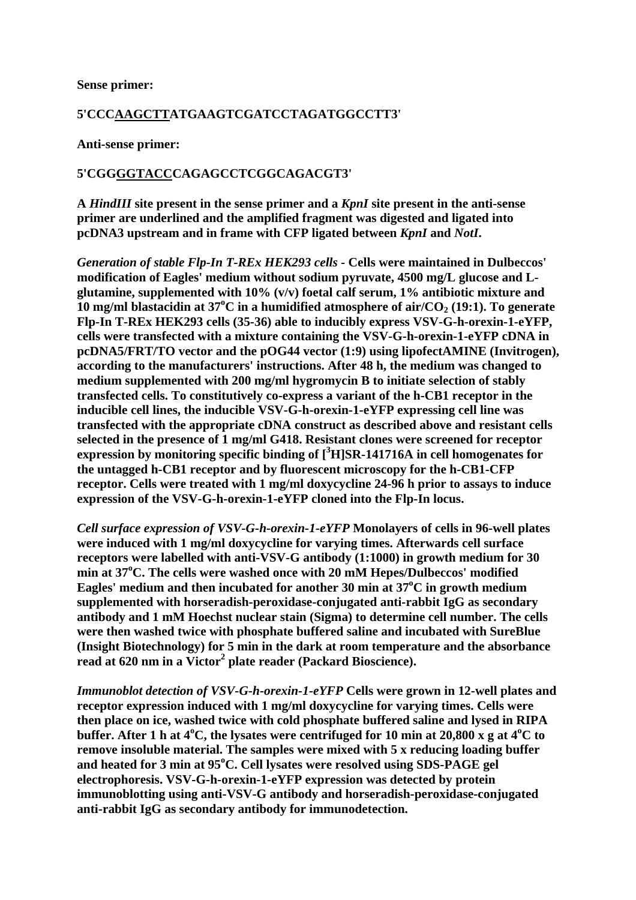**Sense primer:**

**5'CCC<u>AAGCTT</u>ATGAAGTCGATCCTAGATGGCCTT3'**

**Anti-sense primer:**

**5'CGG<u>GGTACC</u>CAGAGCCTCGGCAGACGT3'**

**A *HindIII* site present in the sense primer and a *KpnI* site present in the anti-sense primer are underlined and the amplified fragment was digested and ligated into pcDNA3 upstream and in frame with CFP ligated between *KpnI* and *NotI*.**

***Generation of stable Flp-In T-REx HEK293 cells* - Cells were maintained in Dulbeccos' modification of Eagles' medium without sodium pyruvate, 4500 mg/L glucose and L-glutamine, supplemented with 10% (v/v) foetal calf serum, 1% antibiotic mixture and 10 mg/ml blastacidin at 37°C in a humidified atmosphere of air/$CO_2$ (19:1). To generate Flp-In T-REx HEK293 cells (35-36) able to inducibly express VSV-G-h-orexin-1-eYFP, cells were transfected with a mixture containing the VSV-G-h-orexin-1-eYFP cDNA in pcDNA5/FRT/TO vector and the pOG44 vector (1:9) using lipofectAMINE (Invitrogen), according to the manufacturers' instructions. After 48 h, the medium was changed to medium supplemented with 200 mg/ml hygromycin B to initiate selection of stably transfected cells. To constitutively co-express a variant of the h-CB1 receptor in the inducible cell lines, the inducible VSV-G-h-orexin-1-eYFP expressing cell line was transfected with the appropriate cDNA construct as described above and resistant cells selected in the presence of 1 mg/ml G418. Resistant clones were screened for receptor expression by monitoring specific binding of [$^3$H]SR-141716A in cell homogenates for the untagged h-CB1 receptor and by fluorescent microscopy for the h-CB1-CFP receptor. Cells were treated with 1 mg/ml doxycycline 24-96 h prior to assays to induce expression of the VSV-G-h-orexin-1-eYFP cloned into the Flp-In locus.**

***Cell surface expression of VSV-G-h-orexin-1-eYFP* Monolayers of cells in 96-well plates were induced with 1 mg/ml doxycycline for varying times. Afterwards cell surface receptors were labelled with anti-VSV-G antibody (1:1000) in growth medium for 30 min at 37°C. The cells were washed once with 20 mM Hepes/Dulbeccos' modified Eagles' medium and then incubated for another 30 min at 37°C in growth medium supplemented with horseradish-peroxidase-conjugated anti-rabbit IgG as secondary antibody and 1 mM Hoechst nuclear stain (Sigma) to determine cell number. The cells were then washed twice with phosphate buffered saline and incubated with SureBlue (Insight Biotechnology) for 5 min in the dark at room temperature and the absorbance read at 620 nm in a Victor$^2$ plate reader (Packard Bioscience).**

***Immunoblot detection of VSV-G-h-orexin-1-eYFP* Cells were grown in 12-well plates and receptor expression induced with 1 mg/ml doxycycline for varying times. Cells were then place on ice, washed twice with cold phosphate buffered saline and lysed in RIPA buffer. After 1 h at 4°C, the lysates were centrifuged for 10 min at 20,800 x g at 4°C to remove insoluble material. The samples were mixed with 5 x reducing loading buffer and heated for 3 min at 95°C. Cell lysates were resolved using SDS-PAGE gel electrophoresis. VSV-G-h-orexin-1-eYFP expression was detected by protein immunoblotting using anti-VSV-G antibody and horseradish-peroxidase-conjugated anti-rabbit IgG as secondary antibody for immunodetection.**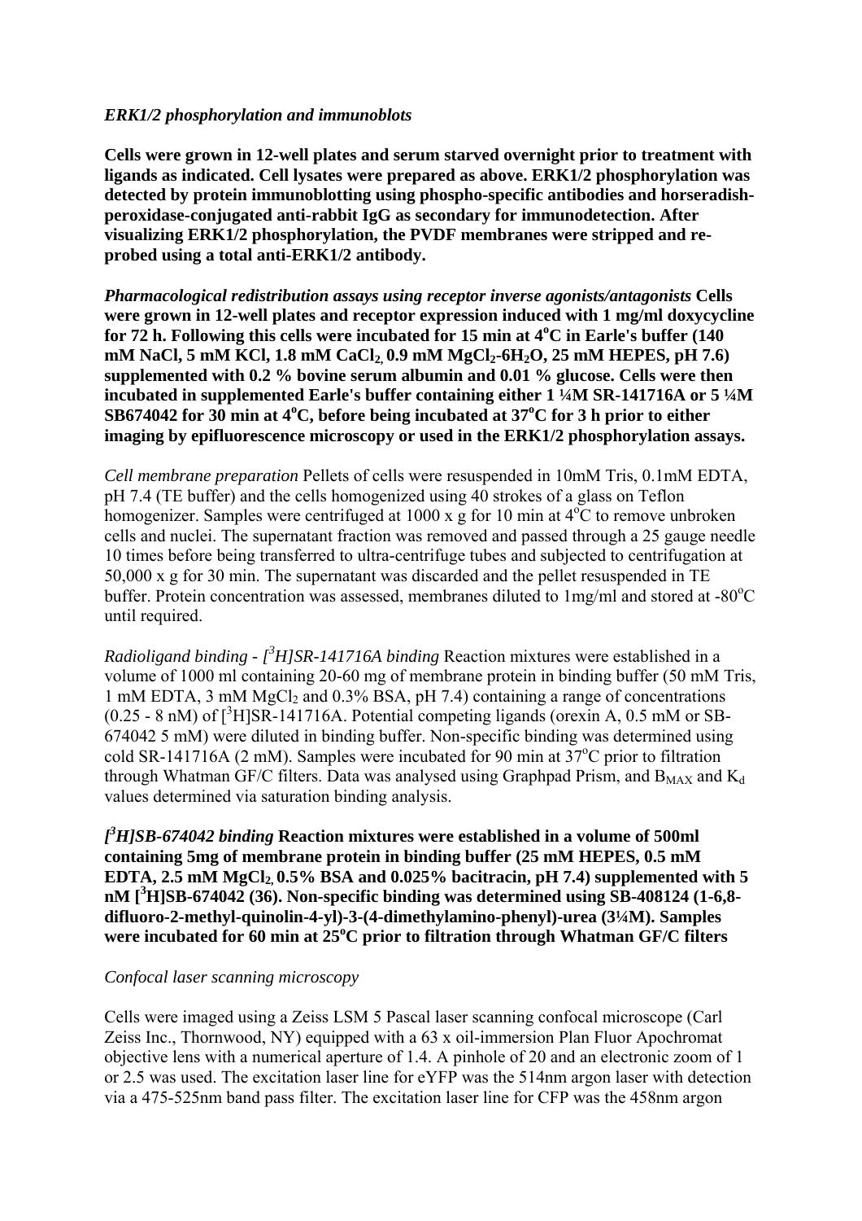*ERK1/2 phosphorylation and immunoblots*

**Cells were grown in 12-well plates and serum starved overnight prior to treatment with ligands as indicated. Cell lysates were prepared as above. ERK1/2 phosphorylation was detected by protein immunoblotting using phospho-specific antibodies and horseradish-peroxidase-conjugated anti-rabbit IgG as secondary for immunodetection. After visualizing ERK1/2 phosphorylation, the PVDF membranes were stripped and re-probed using a total anti-ERK1/2 antibody.**

***Pharmacological redistribution assays using receptor inverse agonists/antagonists*** **Cells were grown in 12-well plates and receptor expression induced with 1 mg/ml doxycycline for 72 h. Following this cells were incubated for 15 min at 4°C in Earle's buffer (140 mM NaCl, 5 mM KCl, 1.8 mM $CaCl_2$, 0.9 mM $MgCl_2$-$6H_2O$, 25 mM HEPES, pH 7.6) supplemented with 0.2 % bovine serum albumin and 0.01 % glucose. Cells were then incubated in supplemented Earle's buffer containing either 1 ¼M SR-141716A or 5 ¼M SB674042 for 30 min at 4°C, before being incubated at 37°C for 3 h prior to either imaging by epifluorescence microscopy or used in the ERK1/2 phosphorylation assays.**

*Cell membrane preparation* Pellets of cells were resuspended in 10mM Tris, 0.1mM EDTA, pH 7.4 (TE buffer) and the cells homogenized using 40 strokes of a glass on Teflon homogenizer. Samples were centrifuged at 1000 x g for 10 min at 4°C to remove unbroken cells and nuclei. The supernatant fraction was removed and passed through a 25 gauge needle 10 times before being transferred to ultra-centrifuge tubes and subjected to centrifugation at 50,000 x g for 30 min. The supernatant was discarded and the pellet resuspended in TE buffer. Protein concentration was assessed, membranes diluted to 1mg/ml and stored at -80°C until required.

*Radioligand binding - [$^3$H]SR-141716A binding* Reaction mixtures were established in a volume of 1000 ml containing 20-60 mg of membrane protein in binding buffer (50 mM Tris, 1 mM EDTA, 3 mM $MgCl_2$ and 0.3% BSA, pH 7.4) containing a range of concentrations (0.25 - 8 nM) of [$^3$H]SR-141716A. Potential competing ligands (orexin A, 0.5 mM or SB-674042 5 mM) were diluted in binding buffer. Non-specific binding was determined using cold SR-141716A (2 mM). Samples were incubated for 90 min at 37°C prior to filtration through Whatman GF/C filters. Data was analysed using Graphpad Prism, and $B_{MAX}$ and $K_d$ values determined via saturation binding analysis.

***[$^3$H]SB-674042 binding*** **Reaction mixtures were established in a volume of 500ml containing 5mg of membrane protein in binding buffer (25 mM HEPES, 0.5 mM EDTA, 2.5 mM $MgCl_2$, 0.5% BSA and 0.025% bacitracin, pH 7.4) supplemented with 5 nM [$^3$H]SB-674042 (36). Non-specific binding was determined using SB-408124 (1-6,8-difluoro-2-methyl-quinolin-4-yl)-3-(4-dimethylamino-phenyl)-urea (3¼M). Samples were incubated for 60 min at 25°C prior to filtration through Whatman GF/C filters**

*Confocal laser scanning microscopy*

Cells were imaged using a Zeiss LSM 5 Pascal laser scanning confocal microscope (Carl Zeiss Inc., Thornwood, NY) equipped with a 63 x oil-immersion Plan Fluor Apochromat objective lens with a numerical aperture of 1.4. A pinhole of 20 and an electronic zoom of 1 or 2.5 was used. The excitation laser line for eYFP was the 514nm argon laser with detection via a 475-525nm band pass filter. The excitation laser line for CFP was the 458nm argon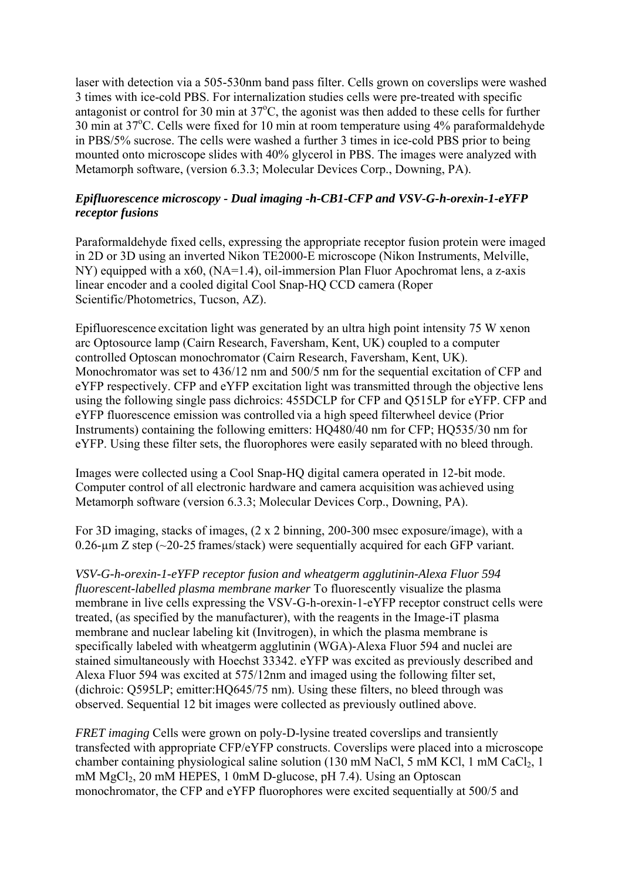laser with detection via a 505-530nm band pass filter. Cells grown on coverslips were washed 3 times with ice-cold PBS. For internalization studies cells were pre-treated with specific antagonist or control for 30 min at 37°C, the agonist was then added to these cells for further 30 min at 37°C. Cells were fixed for 10 min at room temperature using 4% paraformaldehyde in PBS/5% sucrose. The cells were washed a further 3 times in ice-cold PBS prior to being mounted onto microscope slides with 40% glycerol in PBS. The images were analyzed with Metamorph software, (version 6.3.3; Molecular Devices Corp., Downing, PA).

***Epifluorescence microscopy - Dual imaging -h-CB1-CFP and VSV-G-h-orexin-1-eYFP receptor fusions***

Paraformaldehyde fixed cells, expressing the appropriate receptor fusion protein were imaged in 2D or 3D using an inverted Nikon TE2000-E microscope (Nikon Instruments, Melville, NY) equipped with a x60, (NA=1.4), oil-immersion Plan Fluor Apochromat lens, a z-axis linear encoder and a cooled digital Cool Snap-HQ CCD camera (Roper Scientific/Photometrics, Tucson, AZ).

Epifluorescence excitation light was generated by an ultra high point intensity 75 W xenon arc Optosource lamp (Cairn Research, Faversham, Kent, UK) coupled to a computer controlled Optoscan monochromator (Cairn Research, Faversham, Kent, UK). Monochromator was set to 436/12 nm and 500/5 nm for the sequential excitation of CFP and eYFP respectively. CFP and eYFP excitation light was transmitted through the objective lens using the following single pass dichroics: 455DCLP for CFP and Q515LP for eYFP. CFP and eYFP fluorescence emission was controlled via a high speed filterwheel device (Prior Instruments) containing the following emitters: HQ480/40 nm for CFP; HQ535/30 nm for eYFP. Using these filter sets, the fluorophores were easily separated with no bleed through.

Images were collected using a Cool Snap-HQ digital camera operated in 12-bit mode. Computer control of all electronic hardware and camera acquisition was achieved using Metamorph software (version 6.3.3; Molecular Devices Corp., Downing, PA).

For 3D imaging, stacks of images, (2 x 2 binning, 200-300 msec exposure/image), with a 0.26-µm Z step (~20-25 frames/stack) were sequentially acquired for each GFP variant.

*VSV-G-h-orexin-1-eYFP receptor fusion and wheatgerm agglutinin-Alexa Fluor 594 fluorescent-labelled plasma membrane marker* To fluorescently visualize the plasma membrane in live cells expressing the VSV-G-h-orexin-1-eYFP receptor construct cells were treated, (as specified by the manufacturer), with the reagents in the Image-iT plasma membrane and nuclear labeling kit (Invitrogen), in which the plasma membrane is specifically labeled with wheatgerm agglutinin (WGA)-Alexa Fluor 594 and nuclei are stained simultaneously with Hoechst 33342. eYFP was excited as previously described and Alexa Fluor 594 was excited at 575/12nm and imaged using the following filter set, (dichroic: Q595LP; emitter:HQ645/75 nm). Using these filters, no bleed through was observed. Sequential 12 bit images were collected as previously outlined above.

*FRET imaging* Cells were grown on poly-D-lysine treated coverslips and transiently transfected with appropriate CFP/eYFP constructs. Coverslips were placed into a microscope chamber containing physiological saline solution (130 mM NaCl, 5 mM KCl, 1 mM $CaCl_2$, 1 mM $MgCl_2$, 20 mM HEPES, 1 0mM D-glucose, pH 7.4). Using an Optoscan monochromator, the CFP and eYFP fluorophores were excited sequentially at 500/5 and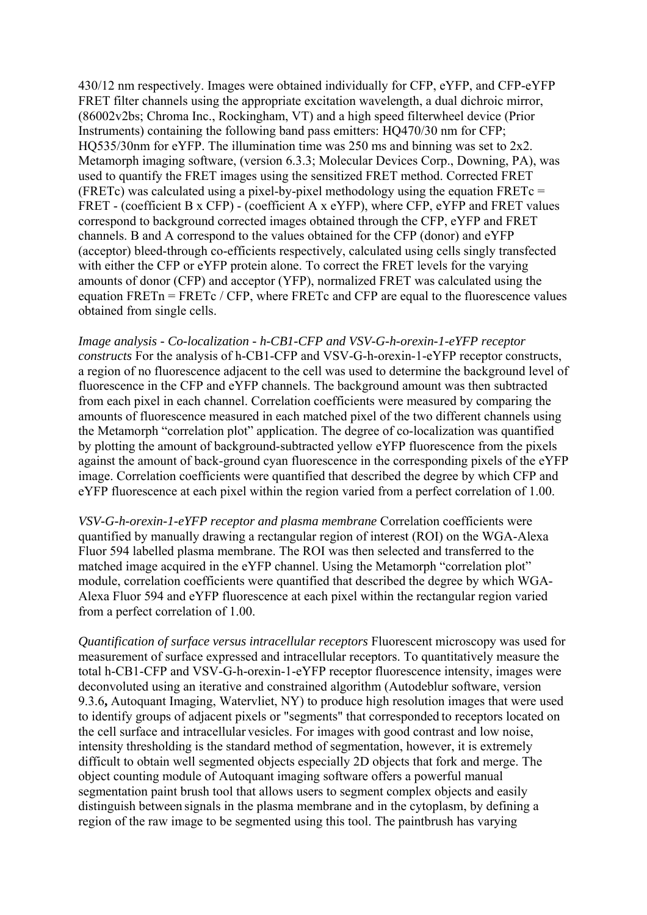430/12 nm respectively. Images were obtained individually for CFP, eYFP, and CFP-eYFP FRET filter channels using the appropriate excitation wavelength, a dual dichroic mirror, (86002v2bs; Chroma Inc., Rockingham, VT) and a high speed filterwheel device (Prior Instruments) containing the following band pass emitters: HQ470/30 nm for CFP; HQ535/30nm for eYFP. The illumination time was 250 ms and binning was set to 2x2. Metamorph imaging software, (version 6.3.3; Molecular Devices Corp., Downing, PA), was used to quantify the FRET images using the sensitized FRET method. Corrected FRET (FRETc) was calculated using a pixel-by-pixel methodology using the equation FRETc = FRET - (coefficient B x CFP) - (coefficient A x eYFP), where CFP, eYFP and FRET values correspond to background corrected images obtained through the CFP, eYFP and FRET channels. B and A correspond to the values obtained for the CFP (donor) and eYFP (acceptor) bleed-through co-efficients respectively, calculated using cells singly transfected with either the CFP or eYFP protein alone. To correct the FRET levels for the varying amounts of donor (CFP) and acceptor (YFP), normalized FRET was calculated using the equation FRETn = FRETc / CFP, where FRETc and CFP are equal to the fluorescence values obtained from single cells.

*Image analysis - Co-localization - h-CB1-CFP and VSV-G-h-orexin-1-eYFP receptor constructs* For the analysis of h-CB1-CFP and VSV-G-h-orexin-1-eYFP receptor constructs, a region of no fluorescence adjacent to the cell was used to determine the background level of fluorescence in the CFP and eYFP channels. The background amount was then subtracted from each pixel in each channel. Correlation coefficients were measured by comparing the amounts of fluorescence measured in each matched pixel of the two different channels using the Metamorph "correlation plot" application. The degree of co-localization was quantified by plotting the amount of background-subtracted yellow eYFP fluorescence from the pixels against the amount of back-ground cyan fluorescence in the corresponding pixels of the eYFP image. Correlation coefficients were quantified that described the degree by which CFP and eYFP fluorescence at each pixel within the region varied from a perfect correlation of 1.00.

*VSV-G-h-orexin-1-eYFP receptor and plasma membrane* Correlation coefficients were quantified by manually drawing a rectangular region of interest (ROI) on the WGA-Alexa Fluor 594 labelled plasma membrane. The ROI was then selected and transferred to the matched image acquired in the eYFP channel. Using the Metamorph "correlation plot" module, correlation coefficients were quantified that described the degree by which WGA-Alexa Fluor 594 and eYFP fluorescence at each pixel within the rectangular region varied from a perfect correlation of 1.00.

*Quantification of surface versus intracellular receptors* Fluorescent microscopy was used for measurement of surface expressed and intracellular receptors. To quantitatively measure the total h-CB1-CFP and VSV-G-h-orexin-1-eYFP receptor fluorescence intensity, images were deconvoluted using an iterative and constrained algorithm (Autodeblur software, version 9.3.6**,** Autoquant Imaging, Watervliet, NY) to produce high resolution images that were used to identify groups of adjacent pixels or "segments" that corresponded to receptors located on the cell surface and intracellular vesicles. For images with good contrast and low noise, intensity thresholding is the standard method of segmentation, however, it is extremely difficult to obtain well segmented objects especially 2D objects that fork and merge. The object counting module of Autoquant imaging software offers a powerful manual segmentation paint brush tool that allows users to segment complex objects and easily distinguish between signals in the plasma membrane and in the cytoplasm, by defining a region of the raw image to be segmented using this tool. The paintbrush has varying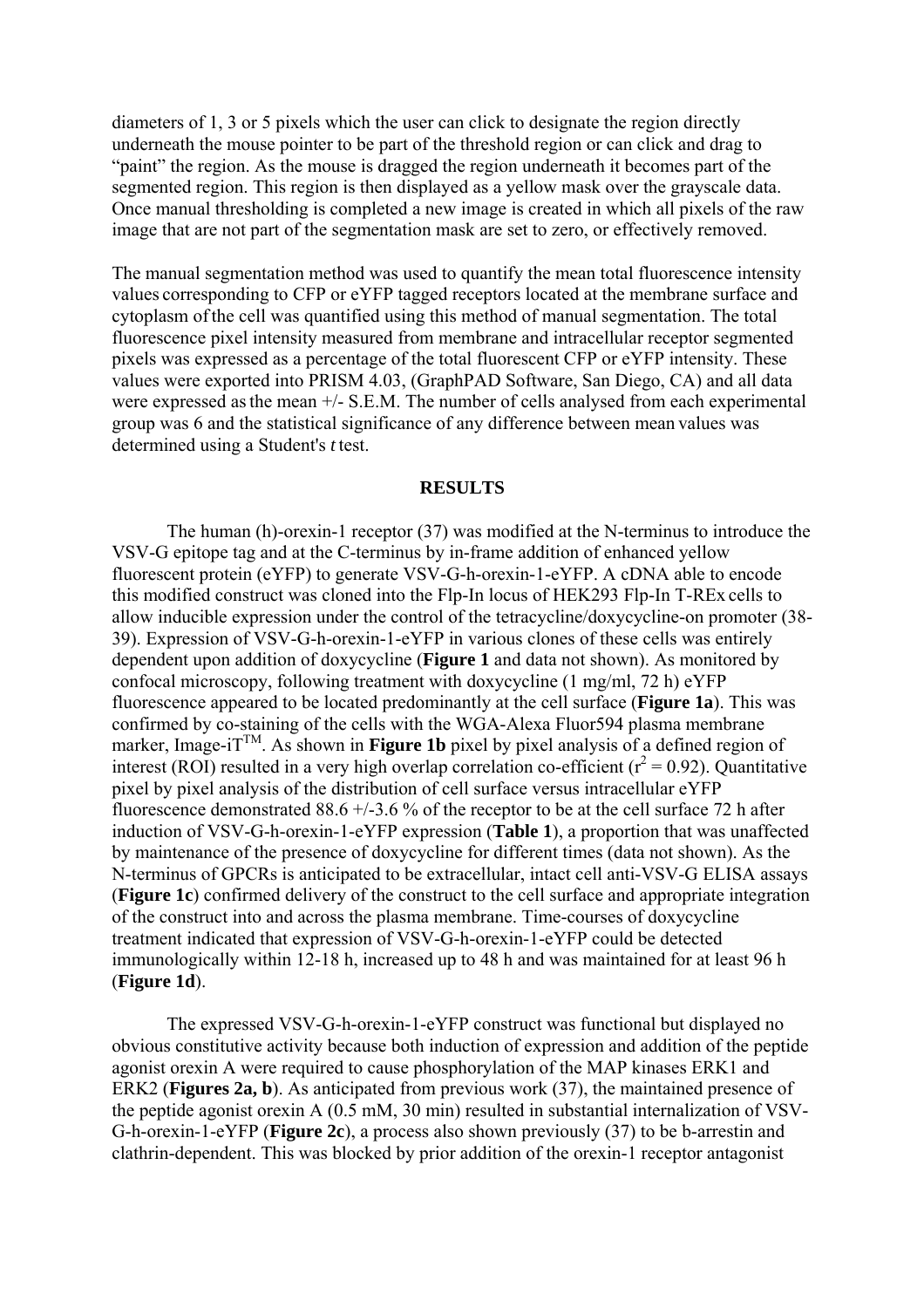diameters of 1, 3 or 5 pixels which the user can click to designate the region directly underneath the mouse pointer to be part of the threshold region or can click and drag to "paint" the region. As the mouse is dragged the region underneath it becomes part of the segmented region. This region is then displayed as a yellow mask over the grayscale data. Once manual thresholding is completed a new image is created in which all pixels of the raw image that are not part of the segmentation mask are set to zero, or effectively removed.

The manual segmentation method was used to quantify the mean total fluorescence intensity values corresponding to CFP or eYFP tagged receptors located at the membrane surface and cytoplasm of the cell was quantified using this method of manual segmentation. The total fluorescence pixel intensity measured from membrane and intracellular receptor segmented pixels was expressed as a percentage of the total fluorescent CFP or eYFP intensity. These values were exported into PRISM 4.03, (GraphPAD Software, San Diego, CA) and all data were expressed as the mean +/- S.E.M. The number of cells analysed from each experimental group was 6 and the statistical significance of any difference between mean values was determined using a Student's *t* test.

## RESULTS

The human (h)-orexin-1 receptor (37) was modified at the N-terminus to introduce the VSV-G epitope tag and at the C-terminus by in-frame addition of enhanced yellow fluorescent protein (eYFP) to generate VSV-G-h-orexin-1-eYFP. A cDNA able to encode this modified construct was cloned into the Flp-In locus of HEK293 Flp-In T-REx cells to allow inducible expression under the control of the tetracycline/doxycycline-on promoter (38-39). Expression of VSV-G-h-orexin-1-eYFP in various clones of these cells was entirely dependent upon addition of doxycycline (**Figure 1** and data not shown). As monitored by confocal microscopy, following treatment with doxycycline (1 mg/ml, 72 h) eYFP fluorescence appeared to be located predominantly at the cell surface (**Figure 1a**). This was confirmed by co-staining of the cells with the WGA-Alexa Fluor594 plasma membrane marker, Image-iT™. As shown in **Figure 1b** pixel by pixel analysis of a defined region of interest (ROI) resulted in a very high overlap correlation co-efficient ($r^2 = 0.92$). Quantitative pixel by pixel analysis of the distribution of cell surface versus intracellular eYFP fluorescence demonstrated 88.6 +/-3.6 % of the receptor to be at the cell surface 72 h after induction of VSV-G-h-orexin-1-eYFP expression (**Table 1**), a proportion that was unaffected by maintenance of the presence of doxycycline for different times (data not shown). As the N-terminus of GPCRs is anticipated to be extracellular, intact cell anti-VSV-G ELISA assays (**Figure 1c**) confirmed delivery of the construct to the cell surface and appropriate integration of the construct into and across the plasma membrane. Time-courses of doxycycline treatment indicated that expression of VSV-G-h-orexin-1-eYFP could be detected immunologically within 12-18 h, increased up to 48 h and was maintained for at least 96 h (**Figure 1d**).

The expressed VSV-G-h-orexin-1-eYFP construct was functional but displayed no obvious constitutive activity because both induction of expression and addition of the peptide agonist orexin A were required to cause phosphorylation of the MAP kinases ERK1 and ERK2 (**Figures 2a, b**). As anticipated from previous work (37), the maintained presence of the peptide agonist orexin A (0.5 mM, 30 min) resulted in substantial internalization of VSV-G-h-orexin-1-eYFP (**Figure 2c**), a process also shown previously (37) to be b-arrestin and clathrin-dependent. This was blocked by prior addition of the orexin-1 receptor antagonist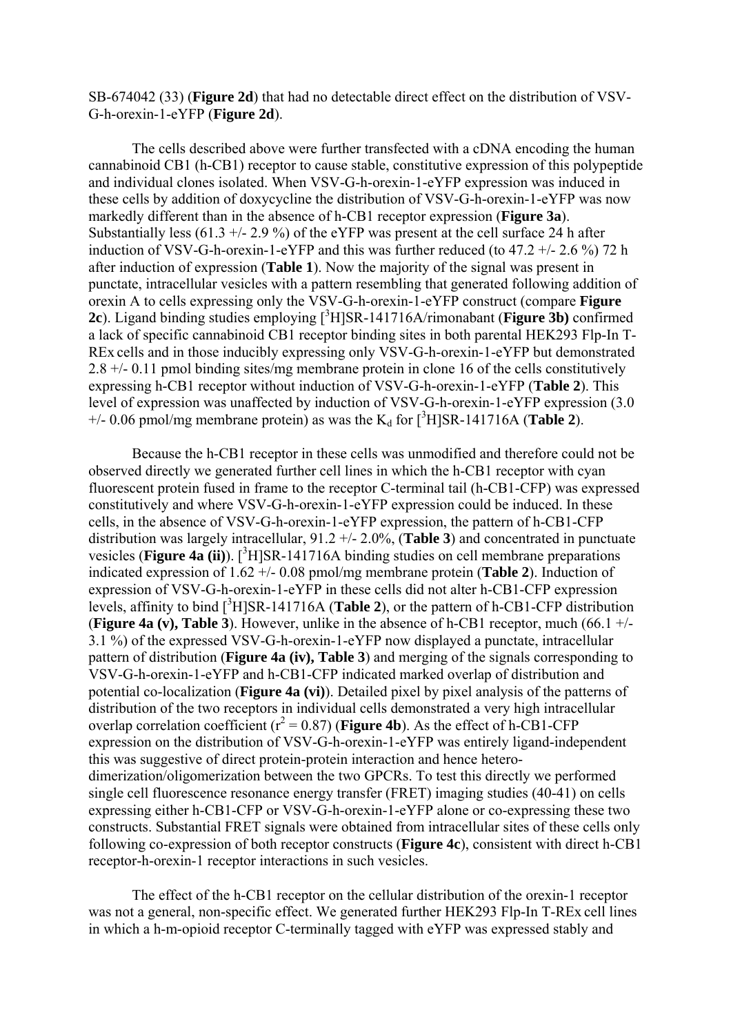SB-674042 (33) (**Figure 2d**) that had no detectable direct effect on the distribution of VSV-G-h-orexin-1-eYFP (**Figure 2d**).

The cells described above were further transfected with a cDNA encoding the human cannabinoid CB1 (h-CB1) receptor to cause stable, constitutive expression of this polypeptide and individual clones isolated. When VSV-G-h-orexin-1-eYFP expression was induced in these cells by addition of doxycycline the distribution of VSV-G-h-orexin-1-eYFP was now markedly different than in the absence of h-CB1 receptor expression (**Figure 3a**). Substantially less (61.3 +/- 2.9 %) of the eYFP was present at the cell surface 24 h after induction of VSV-G-h-orexin-1-eYFP and this was further reduced (to 47.2 +/- 2.6 %) 72 h after induction of expression (**Table 1**). Now the majority of the signal was present in punctate, intracellular vesicles with a pattern resembling that generated following addition of orexin A to cells expressing only the VSV-G-h-orexin-1-eYFP construct (compare **Figure 2c**). Ligand binding studies employing [$^3$H]SR-141716A/rimonabant (**Figure 3b)** confirmed a lack of specific cannabinoid CB1 receptor binding sites in both parental HEK293 Flp-In T-REx cells and in those inducibly expressing only VSV-G-h-orexin-1-eYFP but demonstrated 2.8 +/- 0.11 pmol binding sites/mg membrane protein in clone 16 of the cells constitutively expressing h-CB1 receptor without induction of VSV-G-h-orexin-1-eYFP (**Table 2**). This level of expression was unaffected by induction of VSV-G-h-orexin-1-eYFP expression (3.0 +/- 0.06 pmol/mg membrane protein) as was the $K_d$ for [$^3$H]SR-141716A (**Table 2**).

Because the h-CB1 receptor in these cells was unmodified and therefore could not be observed directly we generated further cell lines in which the h-CB1 receptor with cyan fluorescent protein fused in frame to the receptor C-terminal tail (h-CB1-CFP) was expressed constitutively and where VSV-G-h-orexin-1-eYFP expression could be induced. In these cells, in the absence of VSV-G-h-orexin-1-eYFP expression, the pattern of h-CB1-CFP distribution was largely intracellular, 91.2 +/- 2.0%, (**Table 3**) and concentrated in punctuate vesicles (**Figure 4a (ii)**). [$^3$H]SR-141716A binding studies on cell membrane preparations indicated expression of 1.62 +/- 0.08 pmol/mg membrane protein (**Table 2**). Induction of expression of VSV-G-h-orexin-1-eYFP in these cells did not alter h-CB1-CFP expression levels, affinity to bind [$^3$H]SR-141716A (**Table 2**), or the pattern of h-CB1-CFP distribution (**Figure 4a (v), Table 3**). However, unlike in the absence of h-CB1 receptor, much (66.1 +/- 3.1 %) of the expressed VSV-G-h-orexin-1-eYFP now displayed a punctate, intracellular pattern of distribution (**Figure 4a (iv), Table 3**) and merging of the signals corresponding to VSV-G-h-orexin-1-eYFP and h-CB1-CFP indicated marked overlap of distribution and potential co-localization (**Figure 4a (vi)**). Detailed pixel by pixel analysis of the patterns of distribution of the two receptors in individual cells demonstrated a very high intracellular overlap correlation coefficient ($r^2 = 0.87$) (**Figure 4b**). As the effect of h-CB1-CFP expression on the distribution of VSV-G-h-orexin-1-eYFP was entirely ligand-independent this was suggestive of direct protein-protein interaction and hence hetero-dimerization/oligomerization between the two GPCRs. To test this directly we performed single cell fluorescence resonance energy transfer (FRET) imaging studies (40-41) on cells expressing either h-CB1-CFP or VSV-G-h-orexin-1-eYFP alone or co-expressing these two constructs. Substantial FRET signals were obtained from intracellular sites of these cells only following co-expression of both receptor constructs (**Figure 4c**), consistent with direct h-CB1 receptor-h-orexin-1 receptor interactions in such vesicles.

The effect of the h-CB1 receptor on the cellular distribution of the orexin-1 receptor was not a general, non-specific effect. We generated further HEK293 Flp-In T-REx cell lines in which a h-m-opioid receptor C-terminally tagged with eYFP was expressed stably and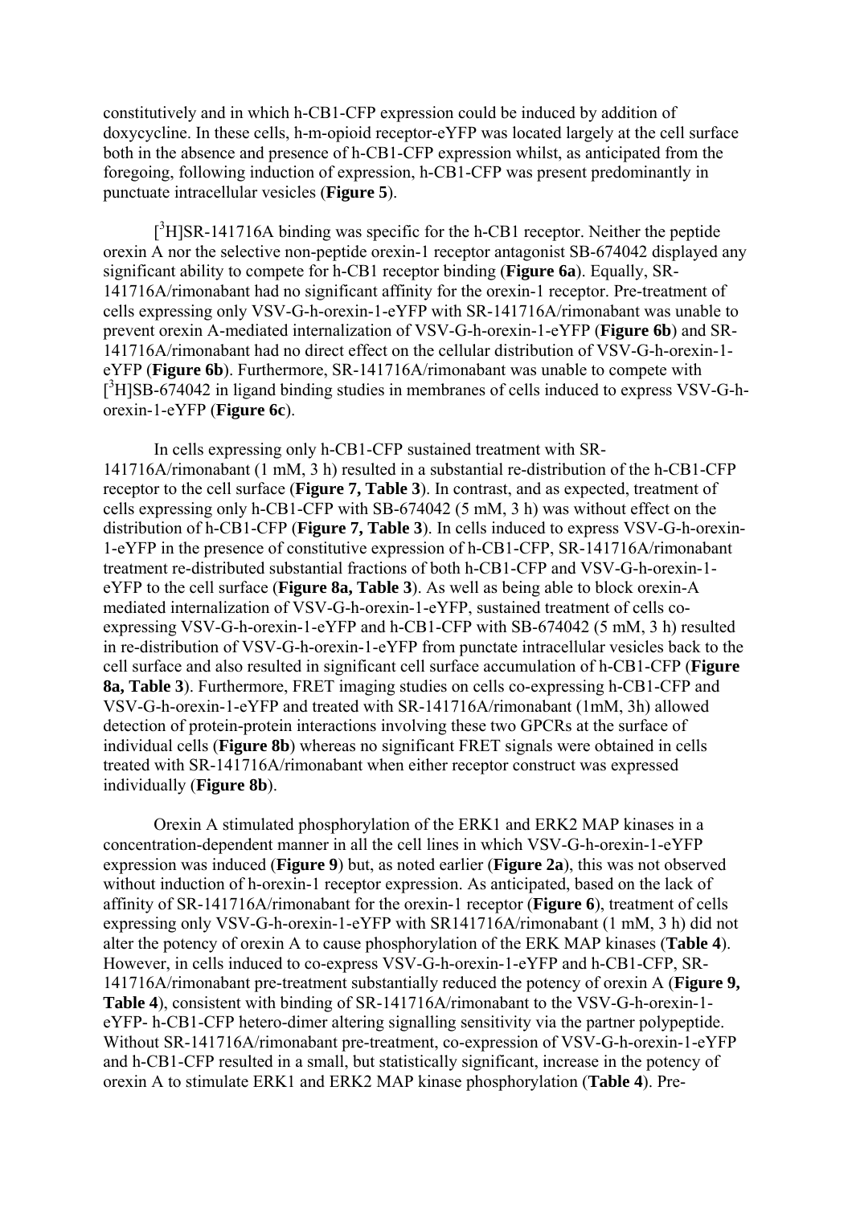constitutively and in which h-CB1-CFP expression could be induced by addition of doxycycline. In these cells, h-m-opioid receptor-eYFP was located largely at the cell surface both in the absence and presence of h-CB1-CFP expression whilst, as anticipated from the foregoing, following induction of expression, h-CB1-CFP was present predominantly in punctuate intracellular vesicles (**Figure 5**).

[$^3$H]SR-141716A binding was specific for the h-CB1 receptor. Neither the peptide orexin A nor the selective non-peptide orexin-1 receptor antagonist SB-674042 displayed any significant ability to compete for h-CB1 receptor binding (**Figure 6a**). Equally, SR-141716A/rimonabant had no significant affinity for the orexin-1 receptor. Pre-treatment of cells expressing only VSV-G-h-orexin-1-eYFP with SR-141716A/rimonabant was unable to prevent orexin A-mediated internalization of VSV-G-h-orexin-1-eYFP (**Figure 6b**) and SR-141716A/rimonabant had no direct effect on the cellular distribution of VSV-G-h-orexin-1-eYFP (**Figure 6b**). Furthermore, SR-141716A/rimonabant was unable to compete with [$^3$H]SB-674042 in ligand binding studies in membranes of cells induced to express VSV-G-h-orexin-1-eYFP (**Figure 6c**).

In cells expressing only h-CB1-CFP sustained treatment with SR-141716A/rimonabant (1 mM, 3 h) resulted in a substantial re-distribution of the h-CB1-CFP receptor to the cell surface (**Figure 7, Table 3**). In contrast, and as expected, treatment of cells expressing only h-CB1-CFP with SB-674042 (5 mM, 3 h) was without effect on the distribution of h-CB1-CFP (**Figure 7, Table 3**). In cells induced to express VSV-G-h-orexin-1-eYFP in the presence of constitutive expression of h-CB1-CFP, SR-141716A/rimonabant treatment re-distributed substantial fractions of both h-CB1-CFP and VSV-G-h-orexin-1-eYFP to the cell surface (**Figure 8a, Table 3**). As well as being able to block orexin-A mediated internalization of VSV-G-h-orexin-1-eYFP, sustained treatment of cells co-expressing VSV-G-h-orexin-1-eYFP and h-CB1-CFP with SB-674042 (5 mM, 3 h) resulted in re-distribution of VSV-G-h-orexin-1-eYFP from punctate intracellular vesicles back to the cell surface and also resulted in significant cell surface accumulation of h-CB1-CFP (**Figure 8a, Table 3**). Furthermore, FRET imaging studies on cells co-expressing h-CB1-CFP and VSV-G-h-orexin-1-eYFP and treated with SR-141716A/rimonabant (1mM, 3h) allowed detection of protein-protein interactions involving these two GPCRs at the surface of individual cells (**Figure 8b**) whereas no significant FRET signals were obtained in cells treated with SR-141716A/rimonabant when either receptor construct was expressed individually (**Figure 8b**).

Orexin A stimulated phosphorylation of the ERK1 and ERK2 MAP kinases in a concentration-dependent manner in all the cell lines in which VSV-G-h-orexin-1-eYFP expression was induced (**Figure 9**) but, as noted earlier (**Figure 2a**), this was not observed without induction of h-orexin-1 receptor expression. As anticipated, based on the lack of affinity of SR-141716A/rimonabant for the orexin-1 receptor (**Figure 6**), treatment of cells expressing only VSV-G-h-orexin-1-eYFP with SR141716A/rimonabant (1 mM, 3 h) did not alter the potency of orexin A to cause phosphorylation of the ERK MAP kinases (**Table 4**). However, in cells induced to co-express VSV-G-h-orexin-1-eYFP and h-CB1-CFP, SR-141716A/rimonabant pre-treatment substantially reduced the potency of orexin A (**Figure 9, Table 4**), consistent with binding of SR-141716A/rimonabant to the VSV-G-h-orexin-1-eYFP- h-CB1-CFP hetero-dimer altering signalling sensitivity via the partner polypeptide. Without SR-141716A/rimonabant pre-treatment, co-expression of VSV-G-h-orexin-1-eYFP and h-CB1-CFP resulted in a small, but statistically significant, increase in the potency of orexin A to stimulate ERK1 and ERK2 MAP kinase phosphorylation (**Table 4**). Pre-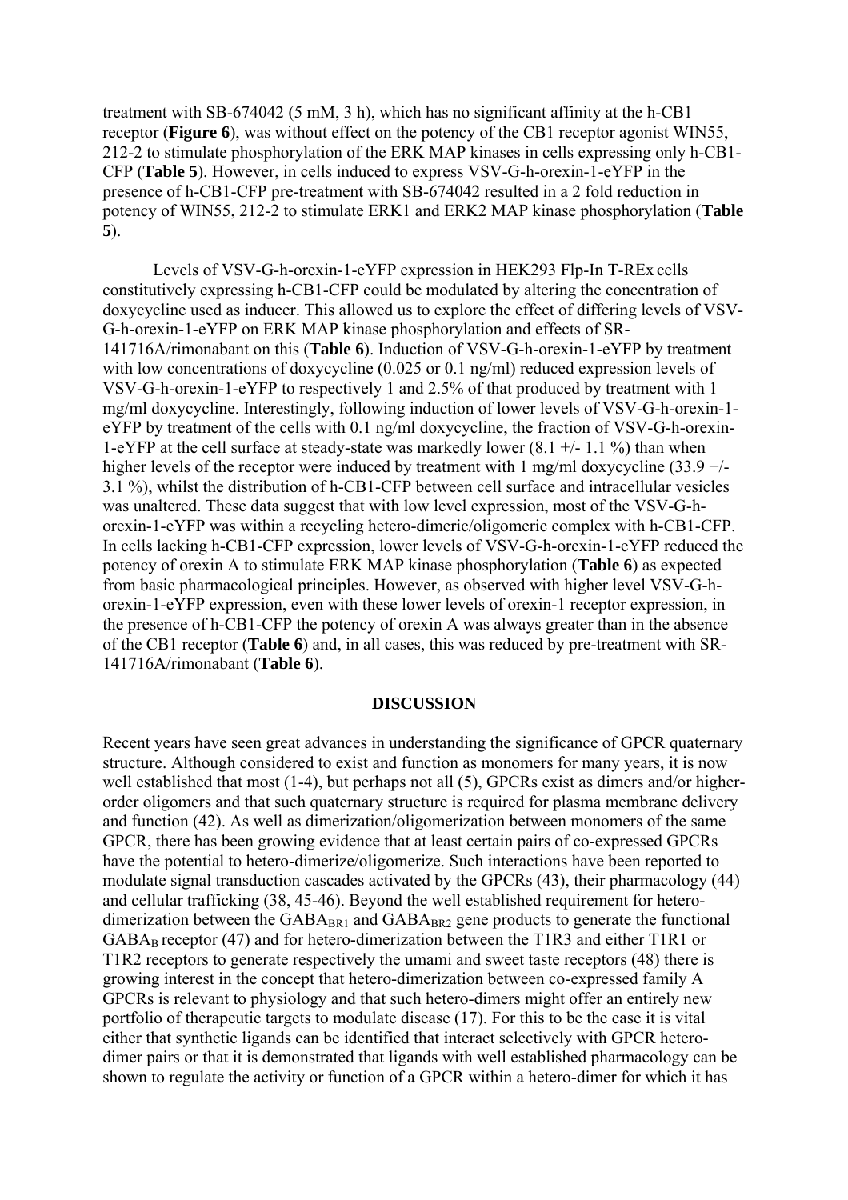treatment with SB-674042 (5 mM, 3 h), which has no significant affinity at the h-CB1 receptor (**Figure 6**), was without effect on the potency of the CB1 receptor agonist WIN55, 212-2 to stimulate phosphorylation of the ERK MAP kinases in cells expressing only h-CB1-CFP (**Table 5**). However, in cells induced to express VSV-G-h-orexin-1-eYFP in the presence of h-CB1-CFP pre-treatment with SB-674042 resulted in a 2 fold reduction in potency of WIN55, 212-2 to stimulate ERK1 and ERK2 MAP kinase phosphorylation (**Table 5**).

Levels of VSV-G-h-orexin-1-eYFP expression in HEK293 Flp-In T-REx cells constitutively expressing h-CB1-CFP could be modulated by altering the concentration of doxycycline used as inducer. This allowed us to explore the effect of differing levels of VSV-G-h-orexin-1-eYFP on ERK MAP kinase phosphorylation and effects of SR-141716A/rimonabant on this (**Table 6**). Induction of VSV-G-h-orexin-1-eYFP by treatment with low concentrations of doxycycline (0.025 or 0.1 ng/ml) reduced expression levels of VSV-G-h-orexin-1-eYFP to respectively 1 and 2.5% of that produced by treatment with 1 mg/ml doxycycline. Interestingly, following induction of lower levels of VSV-G-h-orexin-1-eYFP by treatment of the cells with 0.1 ng/ml doxycycline, the fraction of VSV-G-h-orexin-1-eYFP at the cell surface at steady-state was markedly lower (8.1 +/- 1.1 %) than when higher levels of the receptor were induced by treatment with 1 mg/ml doxycycline (33.9 +/- 3.1 %), whilst the distribution of h-CB1-CFP between cell surface and intracellular vesicles was unaltered. These data suggest that with low level expression, most of the VSV-G-h-orexin-1-eYFP was within a recycling hetero-dimeric/oligomeric complex with h-CB1-CFP. In cells lacking h-CB1-CFP expression, lower levels of VSV-G-h-orexin-1-eYFP reduced the potency of orexin A to stimulate ERK MAP kinase phosphorylation (**Table 6**) as expected from basic pharmacological principles. However, as observed with higher level VSV-G-h-orexin-1-eYFP expression, even with these lower levels of orexin-1 receptor expression, in the presence of h-CB1-CFP the potency of orexin A was always greater than in the absence of the CB1 receptor (**Table 6**) and, in all cases, this was reduced by pre-treatment with SR-141716A/rimonabant (**Table 6**).

## DISCUSSION

Recent years have seen great advances in understanding the significance of GPCR quaternary structure. Although considered to exist and function as monomers for many years, it is now well established that most (1-4), but perhaps not all (5), GPCRs exist as dimers and/or higher-order oligomers and that such quaternary structure is required for plasma membrane delivery and function (42). As well as dimerization/oligomerization between monomers of the same GPCR, there has been growing evidence that at least certain pairs of co-expressed GPCRs have the potential to hetero-dimerize/oligomerize. Such interactions have been reported to modulate signal transduction cascades activated by the GPCRs (43), their pharmacology (44) and cellular trafficking (38, 45-46). Beyond the well established requirement for hetero-dimerization between the $GABA_{BR1}$ and $GABA_{BR2}$ gene products to generate the functional $GABA_B$ receptor (47) and for hetero-dimerization between the T1R3 and either T1R1 or T1R2 receptors to generate respectively the umami and sweet taste receptors (48) there is growing interest in the concept that hetero-dimerization between co-expressed family A GPCRs is relevant to physiology and that such hetero-dimers might offer an entirely new portfolio of therapeutic targets to modulate disease (17). For this to be the case it is vital either that synthetic ligands can be identified that interact selectively with GPCR hetero-dimer pairs or that it is demonstrated that ligands with well established pharmacology can be shown to regulate the activity or function of a GPCR within a hetero-dimer for which it has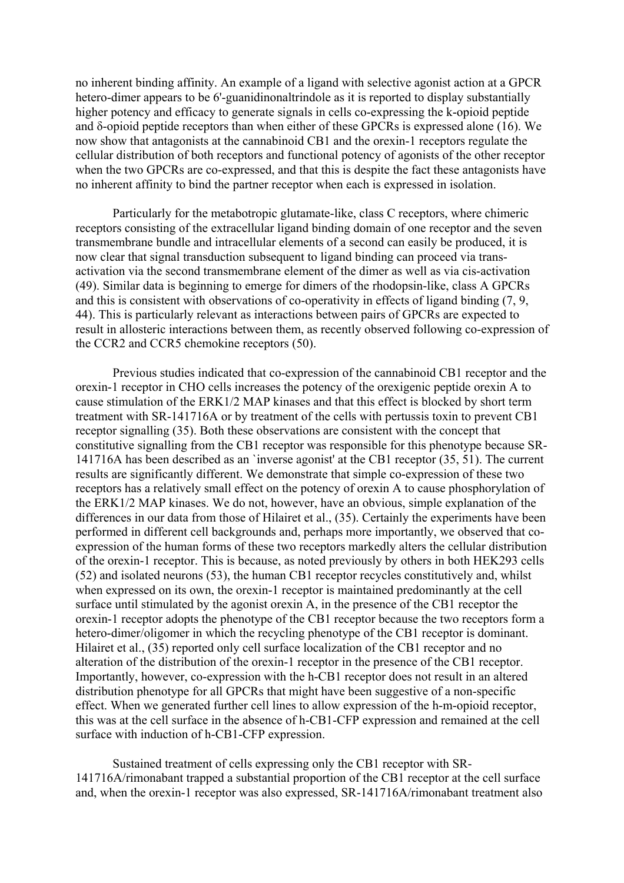no inherent binding affinity. An example of a ligand with selective agonist action at a GPCR hetero-dimer appears to be 6'-guanidinonaltrindole as it is reported to display substantially higher potency and efficacy to generate signals in cells co-expressing the k-opioid peptide and δ-opioid peptide receptors than when either of these GPCRs is expressed alone (16). We now show that antagonists at the cannabinoid CB1 and the orexin-1 receptors regulate the cellular distribution of both receptors and functional potency of agonists of the other receptor when the two GPCRs are co-expressed, and that this is despite the fact these antagonists have no inherent affinity to bind the partner receptor when each is expressed in isolation.

Particularly for the metabotropic glutamate-like, class C receptors, where chimeric receptors consisting of the extracellular ligand binding domain of one receptor and the seven transmembrane bundle and intracellular elements of a second can easily be produced, it is now clear that signal transduction subsequent to ligand binding can proceed via trans-activation via the second transmembrane element of the dimer as well as via cis-activation (49). Similar data is beginning to emerge for dimers of the rhodopsin-like, class A GPCRs and this is consistent with observations of co-operativity in effects of ligand binding (7, 9, 44). This is particularly relevant as interactions between pairs of GPCRs are expected to result in allosteric interactions between them, as recently observed following co-expression of the CCR2 and CCR5 chemokine receptors (50).

Previous studies indicated that co-expression of the cannabinoid CB1 receptor and the orexin-1 receptor in CHO cells increases the potency of the orexigenic peptide orexin A to cause stimulation of the ERK1/2 MAP kinases and that this effect is blocked by short term treatment with SR-141716A or by treatment of the cells with pertussis toxin to prevent CB1 receptor signalling (35). Both these observations are consistent with the concept that constitutive signalling from the CB1 receptor was responsible for this phenotype because SR-141716A has been described as an `inverse agonist' at the CB1 receptor (35, 51). The current results are significantly different. We demonstrate that simple co-expression of these two receptors has a relatively small effect on the potency of orexin A to cause phosphorylation of the ERK1/2 MAP kinases. We do not, however, have an obvious, simple explanation of the differences in our data from those of Hilairet et al., (35). Certainly the experiments have been performed in different cell backgrounds and, perhaps more importantly, we observed that co-expression of the human forms of these two receptors markedly alters the cellular distribution of the orexin-1 receptor. This is because, as noted previously by others in both HEK293 cells (52) and isolated neurons (53), the human CB1 receptor recycles constitutively and, whilst when expressed on its own, the orexin-1 receptor is maintained predominantly at the cell surface until stimulated by the agonist orexin A, in the presence of the CB1 receptor the orexin-1 receptor adopts the phenotype of the CB1 receptor because the two receptors form a hetero-dimer/oligomer in which the recycling phenotype of the CB1 receptor is dominant. Hilairet et al., (35) reported only cell surface localization of the CB1 receptor and no alteration of the distribution of the orexin-1 receptor in the presence of the CB1 receptor. Importantly, however, co-expression with the h-CB1 receptor does not result in an altered distribution phenotype for all GPCRs that might have been suggestive of a non-specific effect. When we generated further cell lines to allow expression of the h-m-opioid receptor, this was at the cell surface in the absence of h-CB1-CFP expression and remained at the cell surface with induction of h-CB1-CFP expression.

Sustained treatment of cells expressing only the CB1 receptor with SR-141716A/rimonabant trapped a substantial proportion of the CB1 receptor at the cell surface and, when the orexin-1 receptor was also expressed, SR-141716A/rimonabant treatment also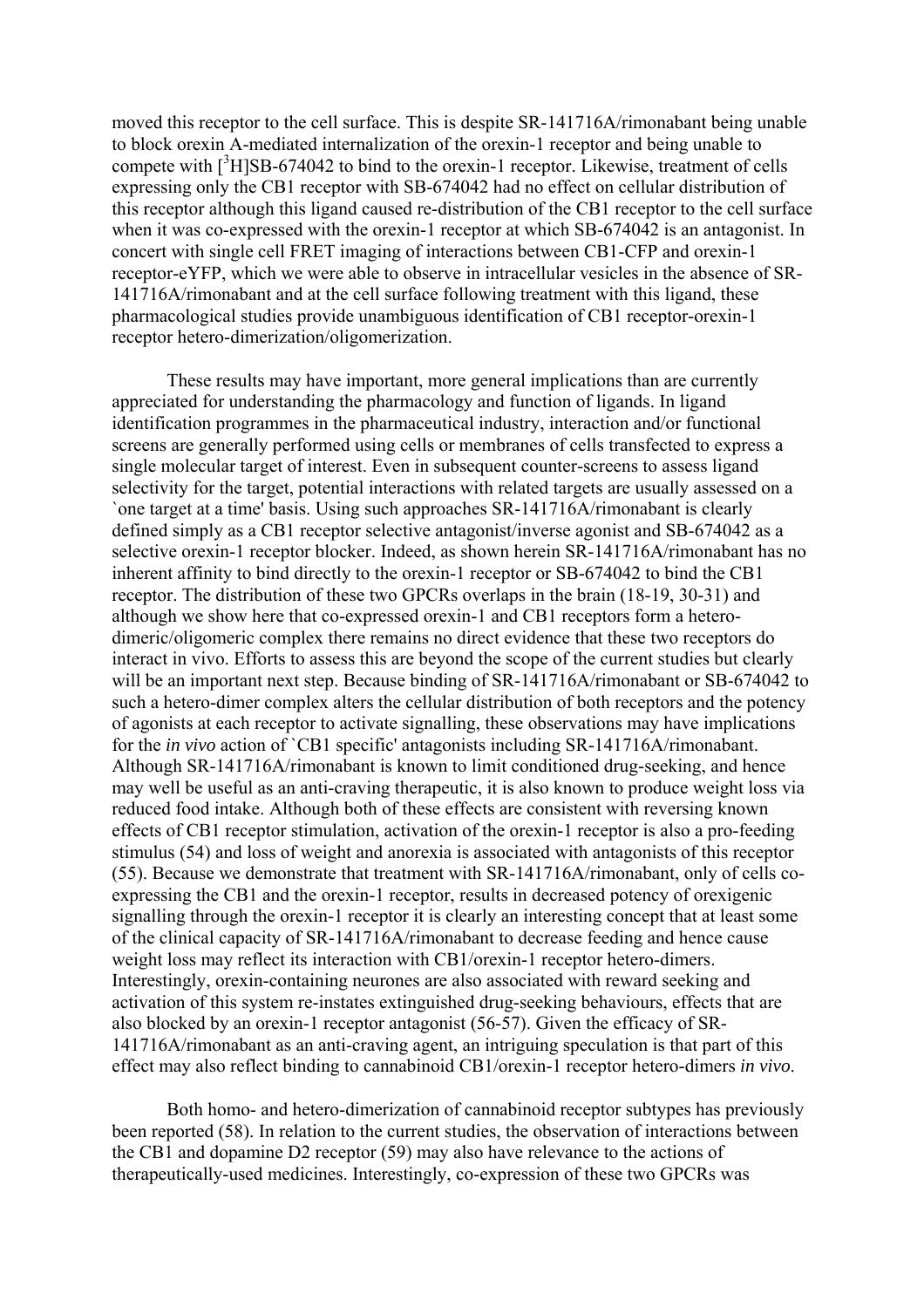moved this receptor to the cell surface. This is despite SR-141716A/rimonabant being unable to block orexin A-mediated internalization of the orexin-1 receptor and being unable to compete with [$^{3}$H]SB-674042 to bind to the orexin-1 receptor. Likewise, treatment of cells expressing only the CB1 receptor with SB-674042 had no effect on cellular distribution of this receptor although this ligand caused re-distribution of the CB1 receptor to the cell surface when it was co-expressed with the orexin-1 receptor at which SB-674042 is an antagonist. In concert with single cell FRET imaging of interactions between CB1-CFP and orexin-1 receptor-eYFP, which we were able to observe in intracellular vesicles in the absence of SR-141716A/rimonabant and at the cell surface following treatment with this ligand, these pharmacological studies provide unambiguous identification of CB1 receptor-orexin-1 receptor hetero-dimerization/oligomerization.

These results may have important, more general implications than are currently appreciated for understanding the pharmacology and function of ligands. In ligand identification programmes in the pharmaceutical industry, interaction and/or functional screens are generally performed using cells or membranes of cells transfected to express a single molecular target of interest. Even in subsequent counter-screens to assess ligand selectivity for the target, potential interactions with related targets are usually assessed on a `one target at a time' basis. Using such approaches SR-141716A/rimonabant is clearly defined simply as a CB1 receptor selective antagonist/inverse agonist and SB-674042 as a selective orexin-1 receptor blocker. Indeed, as shown herein SR-141716A/rimonabant has no inherent affinity to bind directly to the orexin-1 receptor or SB-674042 to bind the CB1 receptor. The distribution of these two GPCRs overlaps in the brain (18-19, 30-31) and although we show here that co-expressed orexin-1 and CB1 receptors form a hetero-dimeric/oligomeric complex there remains no direct evidence that these two receptors do interact in vivo. Efforts to assess this are beyond the scope of the current studies but clearly will be an important next step. Because binding of SR-141716A/rimonabant or SB-674042 to such a hetero-dimer complex alters the cellular distribution of both receptors and the potency of agonists at each receptor to activate signalling, these observations may have implications for the *in vivo* action of `CB1 specific' antagonists including SR-141716A/rimonabant. Although SR-141716A/rimonabant is known to limit conditioned drug-seeking, and hence may well be useful as an anti-craving therapeutic, it is also known to produce weight loss via reduced food intake. Although both of these effects are consistent with reversing known effects of CB1 receptor stimulation, activation of the orexin-1 receptor is also a pro-feeding stimulus (54) and loss of weight and anorexia is associated with antagonists of this receptor (55). Because we demonstrate that treatment with SR-141716A/rimonabant, only of cells co-expressing the CB1 and the orexin-1 receptor, results in decreased potency of orexigenic signalling through the orexin-1 receptor it is clearly an interesting concept that at least some of the clinical capacity of SR-141716A/rimonabant to decrease feeding and hence cause weight loss may reflect its interaction with CB1/orexin-1 receptor hetero-dimers. Interestingly, orexin-containing neurones are also associated with reward seeking and activation of this system re-instates extinguished drug-seeking behaviours, effects that are also blocked by an orexin-1 receptor antagonist (56-57). Given the efficacy of SR-141716A/rimonabant as an anti-craving agent, an intriguing speculation is that part of this effect may also reflect binding to cannabinoid CB1/orexin-1 receptor hetero-dimers *in vivo*.

Both homo- and hetero-dimerization of cannabinoid receptor subtypes has previously been reported (58). In relation to the current studies, the observation of interactions between the CB1 and dopamine D2 receptor (59) may also have relevance to the actions of therapeutically-used medicines. Interestingly, co-expression of these two GPCRs was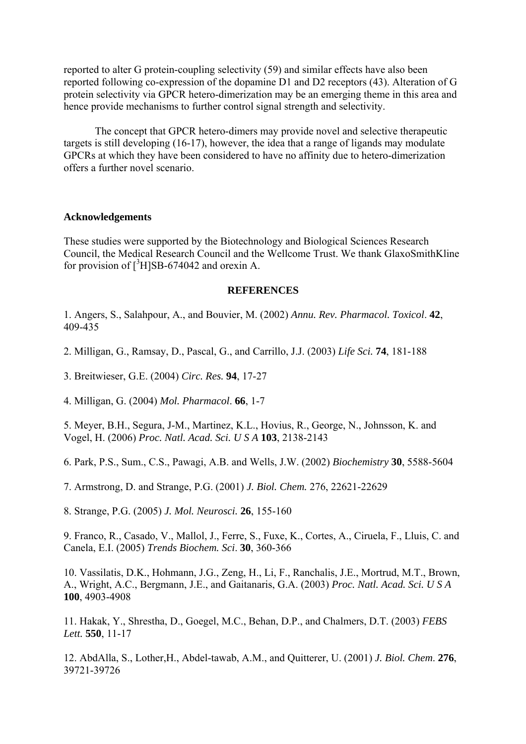reported to alter G protein-coupling selectivity (59) and similar effects have also been reported following co-expression of the dopamine D1 and D2 receptors (43). Alteration of G protein selectivity via GPCR hetero-dimerization may be an emerging theme in this area and hence provide mechanisms to further control signal strength and selectivity.

The concept that GPCR hetero-dimers may provide novel and selective therapeutic targets is still developing (16-17), however, the idea that a range of ligands may modulate GPCRs at which they have been considered to have no affinity due to hetero-dimerization offers a further novel scenario.

#### Acknowledgements

These studies were supported by the Biotechnology and Biological Sciences Research Council, the Medical Research Council and the Wellcome Trust. We thank GlaxoSmithKline for provision of [$^3$H]SB-674042 and orexin A.

## REFERENCES

1. Angers, S., Salahpour, A., and Bouvier, M. (2002) *Annu. Rev. Pharmacol. Toxicol*. **42**, 409-435

2. Milligan, G., Ramsay, D., Pascal, G., and Carrillo, J.J. (2003) *Life Sci.* **74**, 181-188

3. Breitwieser, G.E. (2004) *Circ. Res.* **94**, 17-27

4. Milligan, G. (2004) *Mol. Pharmacol*. **66**, 1-7

5. Meyer, B.H., Segura, J-M., Martinez, K.L., Hovius, R., George, N., Johnsson, K. and Vogel, H. (2006) *Proc. Natl. Acad. Sci. U S A* **103**, 2138-2143

6. Park, P.S., Sum., C.S., Pawagi, A.B. and Wells, J.W. (2002) *Biochemistry* **30**, 5588-5604

7. Armstrong, D. and Strange, P.G. (2001) *J. Biol. Chem.* 276, 22621-22629

8. Strange, P.G. (2005) *J. Mol. Neurosci.* **26**, 155-160

9. Franco, R., Casado, V., Mallol, J., Ferre, S., Fuxe, K., Cortes, A., Ciruela, F., Lluis, C. and Canela, E.I. (2005) *Trends Biochem. Sci*. **30**, 360-366

10. Vassilatis, D.K., Hohmann, J.G., Zeng, H., Li, F., Ranchalis, J.E., Mortrud, M.T., Brown, A., Wright, A.C., Bergmann, J.E., and Gaitanaris, G.A. (2003) *Proc. Natl. Acad. Sci. U S A* **100**, 4903-4908

11. Hakak, Y., Shrestha, D., Goegel, M.C., Behan, D.P., and Chalmers, D.T. (2003) *FEBS Lett.* **550**, 11-17

12. AbdAlla, S., Lother,H., Abdel-tawab, A.M., and Quitterer, U. (2001) *J. Biol. Chem*. **276**, 39721-39726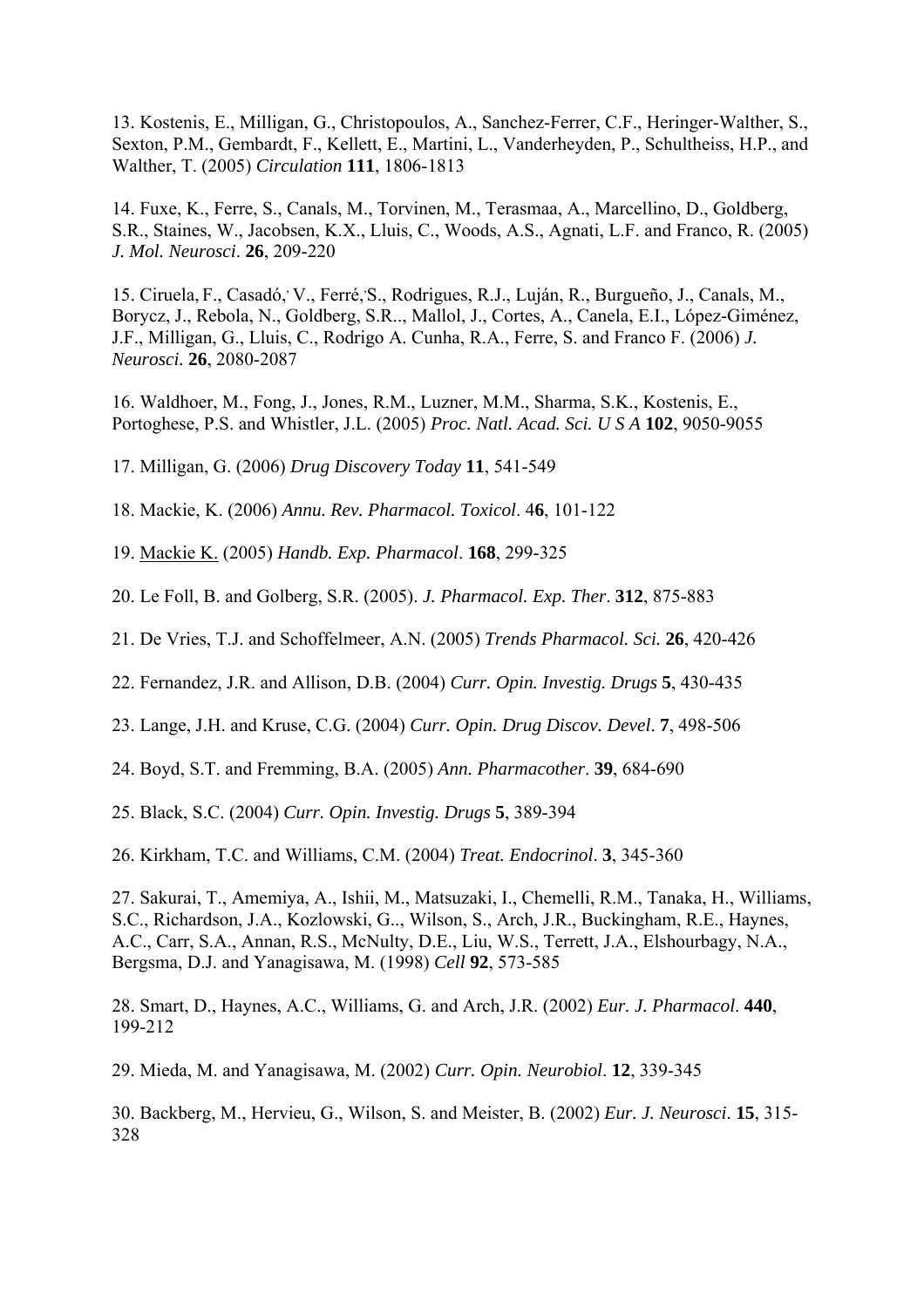13. Kostenis, E., Milligan, G., Christopoulos, A., Sanchez-Ferrer, C.F., Heringer-Walther, S., Sexton, P.M., Gembardt, F., Kellett, E., Martini, L., Vanderheyden, P., Schultheiss, H.P., and Walther, T. (2005) *Circulation* **111**, 1806-1813

14. Fuxe, K., Ferre, S., Canals, M., Torvinen, M., Terasmaa, A., Marcellino, D., Goldberg, S.R., Staines, W., Jacobsen, K.X., Lluis, C., Woods, A.S., Agnati, L.F. and Franco, R. (2005) *J. Mol. Neurosci*. **26**, 209-220

15. Ciruela, F., Casadó, V., Ferré, S., Rodrigues, R.J., Luján, R., Burgueño, J., Canals, M., Borycz, J., Rebola, N., Goldberg, S.R.., Mallol, J., Cortes, A., Canela, E.I., López-Giménez, J.F., Milligan, G., Lluis, C., Rodrigo A. Cunha, R.A., Ferre, S. and Franco F. (2006) *J. Neurosci.* **26**, 2080-2087

16. Waldhoer, M., Fong, J., Jones, R.M., Luzner, M.M., Sharma, S.K., Kostenis, E., Portoghese, P.S. and Whistler, J.L. (2005) *Proc. Natl. Acad. Sci. U S A* **102**, 9050-9055

17. Milligan, G. (2006) *Drug Discovery Today* **11**, 541-549

18. Mackie, K. (2006) *Annu. Rev. Pharmacol. Toxicol*. 4**6**, 101-122

19. Mackie K. (2005) *Handb. Exp. Pharmacol*. **168**, 299-325

20. Le Foll, B. and Golberg, S.R. (2005). *J. Pharmacol. Exp. Ther*. **312**, 875-883

21. De Vries, T.J. and Schoffelmeer, A.N. (2005) *Trends Pharmacol. Sci.* **26**, 420-426

22. Fernandez, J.R. and Allison, D.B. (2004) *Curr. Opin. Investig. Drugs* **5**, 430-435

23. Lange, J.H. and Kruse, C.G. (2004) *Curr. Opin. Drug Discov. Devel*. **7**, 498-506

24. Boyd, S.T. and Fremming, B.A. (2005) *Ann. Pharmacother*. **39**, 684-690

25. Black, S.C. (2004) *Curr. Opin. Investig. Drugs* **5**, 389-394

26. Kirkham, T.C. and Williams, C.M. (2004) *Treat. Endocrinol*. **3**, 345-360

27. Sakurai, T., Amemiya, A., Ishii, M., Matsuzaki, I., Chemelli, R.M., Tanaka, H., Williams, S.C., Richardson, J.A., Kozlowski, G.., Wilson, S., Arch, J.R., Buckingham, R.E., Haynes, A.C., Carr, S.A., Annan, R.S., McNulty, D.E., Liu, W.S., Terrett, J.A., Elshourbagy, N.A., Bergsma, D.J. and Yanagisawa, M. (1998) *Cell* **92**, 573-585

28. Smart, D., Haynes, A.C., Williams, G. and Arch, J.R. (2002) *Eur. J. Pharmacol*. **440**, 199-212

29. Mieda, M. and Yanagisawa, M. (2002) *Curr. Opin. Neurobiol*. **12**, 339-345

30. Backberg, M., Hervieu, G., Wilson, S. and Meister, B. (2002) *Eur. J. Neurosci*. **15**, 315-328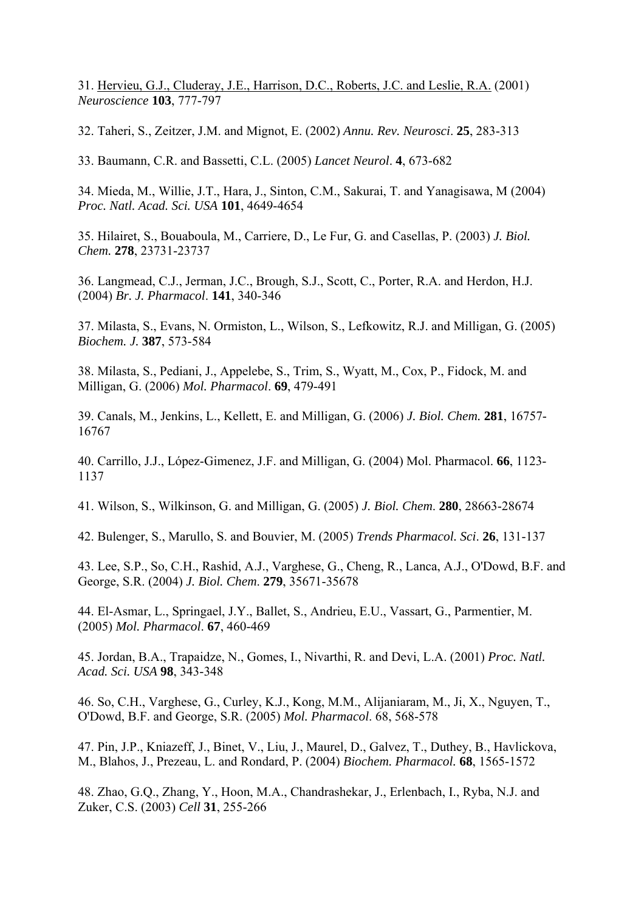31. Hervieu, G.J., Cluderay, J.E., Harrison, D.C., Roberts, J.C. and Leslie, R.A. (2001) *Neuroscience* **103**, 777-797

32. Taheri, S., Zeitzer, J.M. and Mignot, E. (2002) *Annu. Rev. Neurosci*. **25**, 283-313

33. Baumann, C.R. and Bassetti, C.L. (2005) *Lancet Neurol*. **4**, 673-682

34. Mieda, M., Willie, J.T., Hara, J., Sinton, C.M., Sakurai, T. and Yanagisawa, M (2004) *Proc. Natl. Acad. Sci. USA* **101**, 4649-4654

35. Hilairet, S., Bouaboula, M., Carriere, D., Le Fur, G. and Casellas, P. (2003) *J. Biol. Chem.* **278**, 23731-23737

36. Langmead, C.J., Jerman, J.C., Brough, S.J., Scott, C., Porter, R.A. and Herdon, H.J. (2004) *Br. J. Pharmacol*. **141**, 340-346

37. Milasta, S., Evans, N. Ormiston, L., Wilson, S., Lefkowitz, R.J. and Milligan, G. (2005) *Biochem. J.* **387**, 573-584

38. Milasta, S., Pediani, J., Appelebe, S., Trim, S., Wyatt, M., Cox, P., Fidock, M. and Milligan, G. (2006) *Mol. Pharmacol*. **69**, 479-491

39. Canals, M., Jenkins, L., Kellett, E. and Milligan, G. (2006) *J. Biol. Chem.* **281**, 16757-16767

40. Carrillo, J.J., López-Gimenez, J.F. and Milligan, G. (2004) Mol. Pharmacol. **66**, 1123-1137

41. Wilson, S., Wilkinson, G. and Milligan, G. (2005) *J. Biol. Chem*. **280**, 28663-28674

42. Bulenger, S., Marullo, S. and Bouvier, M. (2005) *Trends Pharmacol. Sci*. **26**, 131-137

43. Lee, S.P., So, C.H., Rashid, A.J., Varghese, G., Cheng, R., Lanca, A.J., O'Dowd, B.F. and George, S.R. (2004) *J. Biol. Chem*. **279**, 35671-35678

44. El-Asmar, L., Springael, J.Y., Ballet, S., Andrieu, E.U., Vassart, G., Parmentier, M. (2005) *Mol. Pharmacol*. **67**, 460-469

45. Jordan, B.A., Trapaidze, N., Gomes, I., Nivarthi, R. and Devi, L.A. (2001) *Proc. Natl. Acad. Sci. USA* **98**, 343-348

46. So, C.H., Varghese, G., Curley, K.J., Kong, M.M., Alijaniaram, M., Ji, X., Nguyen, T., O'Dowd, B.F. and George, S.R. (2005) *Mol. Pharmacol*. 68, 568-578

47. Pin, J.P., Kniazeff, J., Binet, V., Liu, J., Maurel, D., Galvez, T., Duthey, B., Havlickova, M., Blahos, J., Prezeau, L. and Rondard, P. (2004) *Biochem. Pharmacol.* **68**, 1565-1572

48. Zhao, G.Q., Zhang, Y., Hoon, M.A., Chandrashekar, J., Erlenbach, I., Ryba, N.J. and Zuker, C.S. (2003) *Cell* **31**, 255-266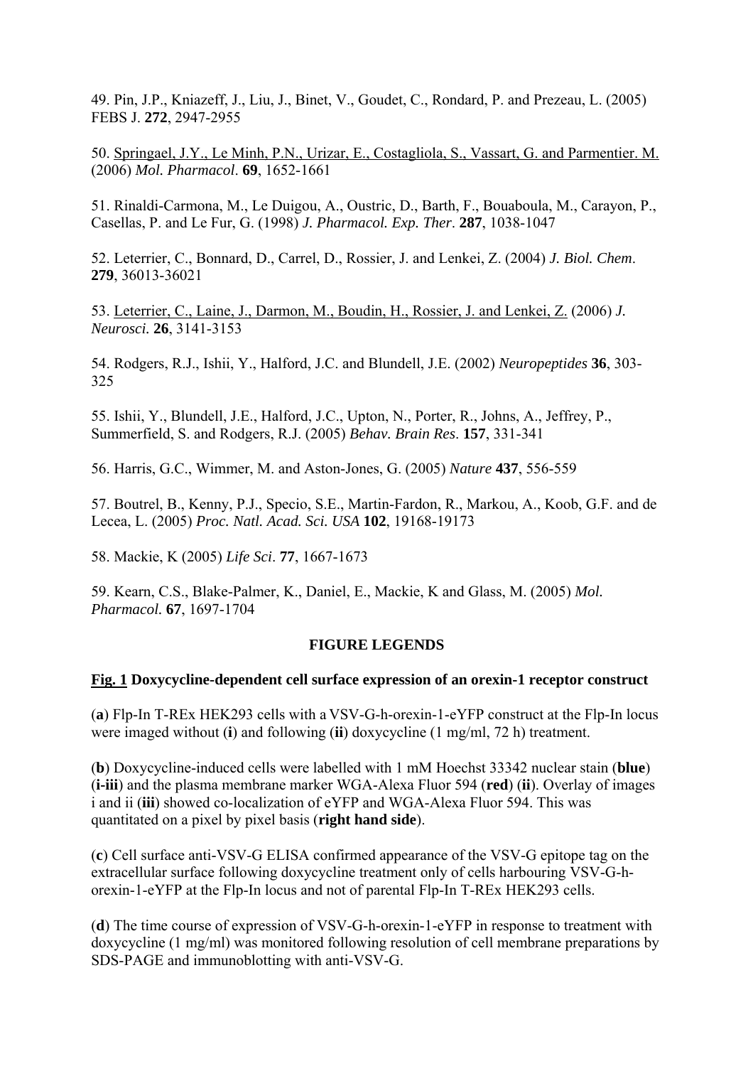49. Pin, J.P., Kniazeff, J., Liu, J., Binet, V., Goudet, C., Rondard, P. and Prezeau, L. (2005) FEBS J. **272**, 2947-2955

50. Springael, J.Y., Le Minh, P.N., Urizar, E., Costagliola, S., Vassart, G. and Parmentier. M. (2006) *Mol. Pharmacol*. **69**, 1652-1661

51. Rinaldi-Carmona, M., Le Duigou, A., Oustric, D., Barth, F., Bouaboula, M., Carayon, P., Casellas, P. and Le Fur, G. (1998) *J. Pharmacol. Exp. Ther*. **287**, 1038-1047

52. Leterrier, C., Bonnard, D., Carrel, D., Rossier, J. and Lenkei, Z. (2004) *J. Biol. Chem*. **279**, 36013-36021

53. Leterrier, C., Laine, J., Darmon, M., Boudin, H., Rossier, J. and Lenkei, Z. (2006) *J. Neurosci.* **26**, 3141-3153

54. Rodgers, R.J., Ishii, Y., Halford, J.C. and Blundell, J.E. (2002) *Neuropeptides* **36**, 303-325

55. Ishii, Y., Blundell, J.E., Halford, J.C., Upton, N., Porter, R., Johns, A., Jeffrey, P., Summerfield, S. and Rodgers, R.J. (2005) *Behav. Brain Res*. **157**, 331-341

56. Harris, G.C., Wimmer, M. and Aston-Jones, G. (2005) *Nature* **437**, 556-559

57. Boutrel, B., Kenny, P.J., Specio, S.E., Martin-Fardon, R., Markou, A., Koob, G.F. and de Lecea, L. (2005) *Proc. Natl. Acad. Sci. USA* **102**, 19168-19173

58. Mackie, K (2005) *Life Sci*. **77**, 1667-1673

59. Kearn, C.S., Blake-Palmer, K., Daniel, E., Mackie, K and Glass, M. (2005) *Mol. Pharmacol.* **67**, 1697-1704

## FIGURE LEGENDS

**Fig. 1 Doxycycline-dependent cell surface expression of an orexin-1 receptor construct**

(**a**) Flp-In T-REx HEK293 cells with a VSV-G-h-orexin-1-eYFP construct at the Flp-In locus were imaged without (**i**) and following (**ii**) doxycycline (1 mg/ml, 72 h) treatment.

(**b**) Doxycycline-induced cells were labelled with 1 mM Hoechst 33342 nuclear stain (**blue**) (**i-iii**) and the plasma membrane marker WGA-Alexa Fluor 594 (**red**) (**ii**). Overlay of images i and ii (**iii**) showed co-localization of eYFP and WGA-Alexa Fluor 594. This was quantitated on a pixel by pixel basis (**right hand side**).

(**c**) Cell surface anti-VSV-G ELISA confirmed appearance of the VSV-G epitope tag on the extracellular surface following doxycycline treatment only of cells harbouring VSV-G-h-orexin-1-eYFP at the Flp-In locus and not of parental Flp-In T-REx HEK293 cells.

(**d**) The time course of expression of VSV-G-h-orexin-1-eYFP in response to treatment with doxycycline (1 mg/ml) was monitored following resolution of cell membrane preparations by SDS-PAGE and immunoblotting with anti-VSV-G.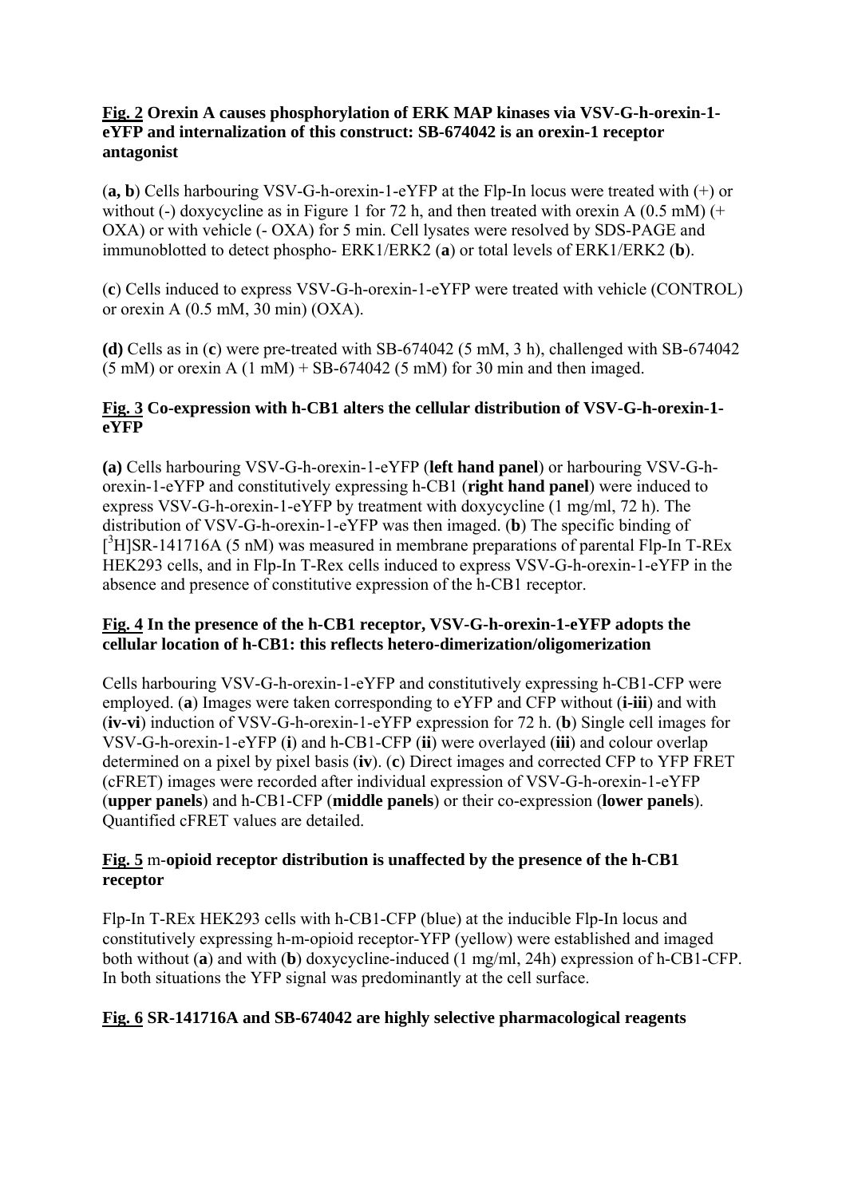**Fig. 2 Orexin A causes phosphorylation of ERK MAP kinases via VSV-G-h-orexin-1-eYFP and internalization of this construct: SB-674042 is an orexin-1 receptor antagonist**

(**a, b**) Cells harbouring VSV-G-h-orexin-1-eYFP at the Flp-In locus were treated with (+) or without (-) doxycycline as in Figure 1 for 72 h, and then treated with orexin A (0.5 mM) (+ OXA) or with vehicle (- OXA) for 5 min. Cell lysates were resolved by SDS-PAGE and immunoblotted to detect phospho- ERK1/ERK2 (**a**) or total levels of ERK1/ERK2 (**b**).

(**c**) Cells induced to express VSV-G-h-orexin-1-eYFP were treated with vehicle (CONTROL) or orexin A (0.5 mM, 30 min) (OXA).

**(d)** Cells as in (**c**) were pre-treated with SB-674042 (5 mM, 3 h), challenged with SB-674042 (5 mM) or orexin A (1 mM) + SB-674042 (5 mM) for 30 min and then imaged.

**Fig. 3 Co-expression with h-CB1 alters the cellular distribution of VSV-G-h-orexin-1-eYFP**

**(a)** Cells harbouring VSV-G-h-orexin-1-eYFP (**left hand panel**) or harbouring VSV-G-h-orexin-1-eYFP and constitutively expressing h-CB1 (**right hand panel**) were induced to express VSV-G-h-orexin-1-eYFP by treatment with doxycycline (1 mg/ml, 72 h). The distribution of VSV-G-h-orexin-1-eYFP was then imaged. (**b**) The specific binding of [$^3$H]SR-141716A (5 nM) was measured in membrane preparations of parental Flp-In T-REx HEK293 cells, and in Flp-In T-Rex cells induced to express VSV-G-h-orexin-1-eYFP in the absence and presence of constitutive expression of the h-CB1 receptor.

**Fig. 4 In the presence of the h-CB1 receptor, VSV-G-h-orexin-1-eYFP adopts the cellular location of h-CB1: this reflects hetero-dimerization/oligomerization**

Cells harbouring VSV-G-h-orexin-1-eYFP and constitutively expressing h-CB1-CFP were employed. (**a**) Images were taken corresponding to eYFP and CFP without (**i-iii**) and with (**iv-vi**) induction of VSV-G-h-orexin-1-eYFP expression for 72 h. (**b**) Single cell images for VSV-G-h-orexin-1-eYFP (**i**) and h-CB1-CFP (**ii**) were overlayed (**iii**) and colour overlap determined on a pixel by pixel basis (**iv**). (**c**) Direct images and corrected CFP to YFP FRET (cFRET) images were recorded after individual expression of VSV-G-h-orexin-1-eYFP (**upper panels**) and h-CB1-CFP (**middle panels**) or their co-expression (**lower panels**). Quantified cFRET values are detailed.

**Fig. 5** m-**opioid receptor distribution is unaffected by the presence of the h-CB1 receptor**

Flp-In T-REx HEK293 cells with h-CB1-CFP (blue) at the inducible Flp-In locus and constitutively expressing h-m-opioid receptor-YFP (yellow) were established and imaged both without (**a**) and with (**b**) doxycycline-induced (1 mg/ml, 24h) expression of h-CB1-CFP. In both situations the YFP signal was predominantly at the cell surface.

**Fig. 6 SR-141716A and SB-674042 are highly selective pharmacological reagents**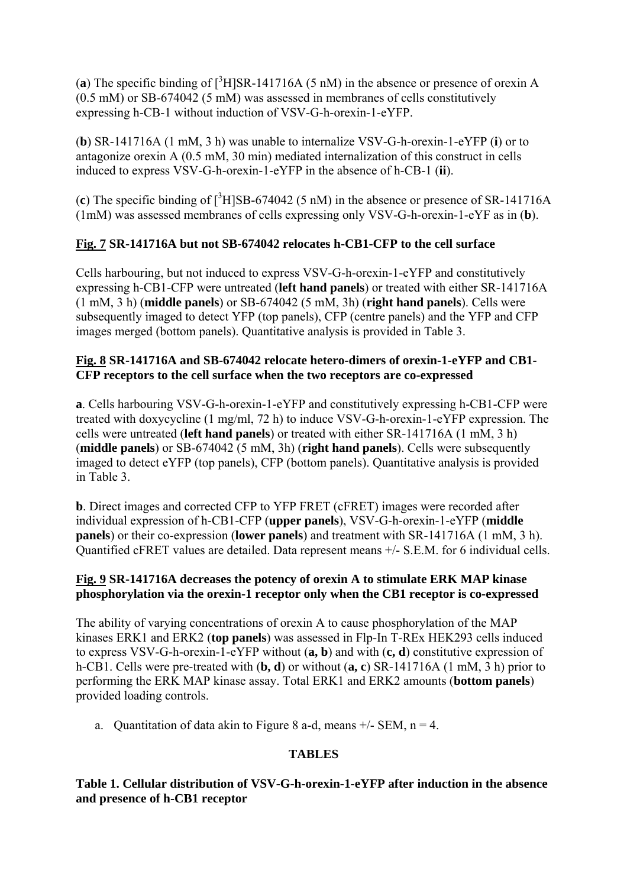(**a**) The specific binding of [$^3$H]SR-141716A (5 nM) in the absence or presence of orexin A (0.5 mM) or SB-674042 (5 mM) was assessed in membranes of cells constitutively expressing h-CB-1 without induction of VSV-G-h-orexin-1-eYFP.

(**b**) SR-141716A (1 mM, 3 h) was unable to internalize VSV-G-h-orexin-1-eYFP (**i**) or to antagonize orexin A (0.5 mM, 30 min) mediated internalization of this construct in cells induced to express VSV-G-h-orexin-1-eYFP in the absence of h-CB-1 (**ii**).

(**c**) The specific binding of [$^3$H]SB-674042 (5 nM) in the absence or presence of SR-141716A (1mM) was assessed membranes of cells expressing only VSV-G-h-orexin-1-eYF as in (**b**).

**Fig. 7 SR-141716A but not SB-674042 relocates h-CB1-CFP to the cell surface**

Cells harbouring, but not induced to express VSV-G-h-orexin-1-eYFP and constitutively expressing h-CB1-CFP were untreated (**left hand panels**) or treated with either SR-141716A (1 mM, 3 h) (**middle panels**) or SB-674042 (5 mM, 3h) (**right hand panels**). Cells were subsequently imaged to detect YFP (top panels), CFP (centre panels) and the YFP and CFP images merged (bottom panels). Quantitative analysis is provided in Table 3.

**Fig. 8 SR-141716A and SB-674042 relocate hetero-dimers of orexin-1-eYFP and CB1-CFP receptors to the cell surface when the two receptors are co-expressed**

**a**. Cells harbouring VSV-G-h-orexin-1-eYFP and constitutively expressing h-CB1-CFP were treated with doxycycline (1 mg/ml, 72 h) to induce VSV-G-h-orexin-1-eYFP expression. The cells were untreated (**left hand panels**) or treated with either SR-141716A (1 mM, 3 h) (**middle panels**) or SB-674042 (5 mM, 3h) (**right hand panels**). Cells were subsequently imaged to detect eYFP (top panels), CFP (bottom panels). Quantitative analysis is provided in Table 3.

**b**. Direct images and corrected CFP to YFP FRET (cFRET) images were recorded after individual expression of h-CB1-CFP (**upper panels**), VSV-G-h-orexin-1-eYFP (**middle panels**) or their co-expression (**lower panels**) and treatment with SR-141716A (1 mM, 3 h). Quantified cFRET values are detailed. Data represent means +/- S.E.M. for 6 individual cells.

**Fig. 9 SR-141716A decreases the potency of orexin A to stimulate ERK MAP kinase phosphorylation via the orexin-1 receptor only when the CB1 receptor is co-expressed**

The ability of varying concentrations of orexin A to cause phosphorylation of the MAP kinases ERK1 and ERK2 (**top panels**) was assessed in Flp-In T-REx HEK293 cells induced to express VSV-G-h-orexin-1-eYFP without (**a, b**) and with (**c, d**) constitutive expression of h-CB1. Cells were pre-treated with (**b, d**) or without (**a, c**) SR-141716A (1 mM, 3 h) prior to performing the ERK MAP kinase assay. Total ERK1 and ERK2 amounts (**bottom panels**) provided loading controls.

a. Quantitation of data akin to Figure 8 a-d, means +/- SEM, n = 4.

## TABLES

**Table 1. Cellular distribution of VSV-G-h-orexin-1-eYFP after induction in the absence and presence of h-CB1 receptor**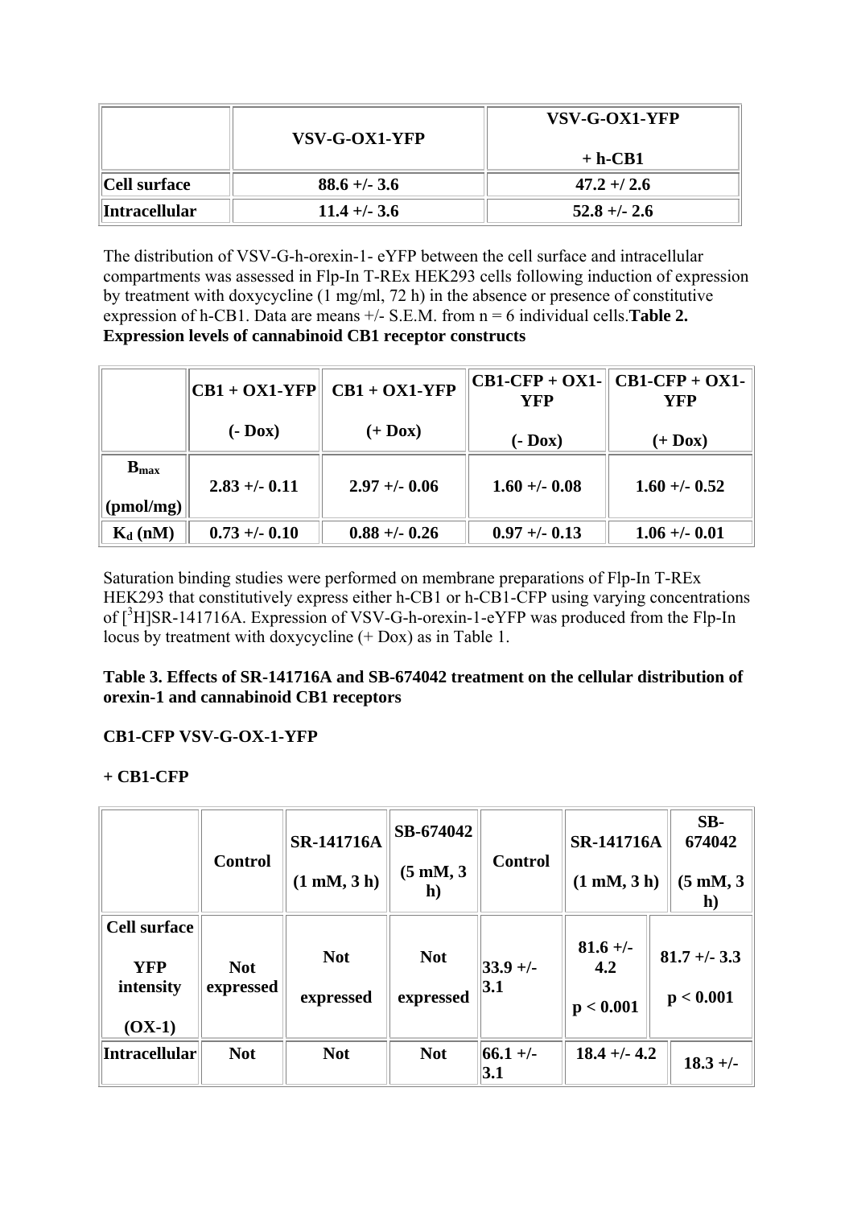|  | VSV-G-OX1-YFP | VSV-G-OX1-YFP + h-CB1 |
|---|---|---|
| Cell surface | 88.6 +/- 3.6 | 47.2 +/ 2.6 |
| Intracellular | 11.4 +/- 3.6 | 52.8 +/- 2.6 |

The distribution of VSV-G-h-orexin-1- eYFP between the cell surface and intracellular compartments was assessed in Flp-In T-REx HEK293 cells following induction of expression by treatment with doxycycline (1 mg/ml, 72 h) in the absence or presence of constitutive expression of h-CB1. Data are means +/- S.E.M. from n = 6 individual cells.**Table 2. Expression levels of cannabinoid CB1 receptor constructs**

|  | CB1 + OX1-YFP (- Dox) | CB1 + OX1-YFP (+ Dox) | CB1-CFP + OX1-YFP (- Dox) | CB1-CFP + OX1-YFP (+ Dox) |
|---|---|---|---|---|
| $B_{max}$ (pmol/mg) | 2.83 +/- 0.11 | 2.97 +/- 0.06 | 1.60 +/- 0.08 | 1.60 +/- 0.52 |
| $K_d$ (nM) | 0.73 +/- 0.10 | 0.88 +/- 0.26 | 0.97 +/- 0.13 | 1.06 +/- 0.01 |

Saturation binding studies were performed on membrane preparations of Flp-In T-REx HEK293 that constitutively express either h-CB1 or h-CB1-CFP using varying concentrations of [$^3$H]SR-141716A. Expression of VSV-G-h-orexin-1-eYFP was produced from the Flp-In locus by treatment with doxycycline (+ Dox) as in Table 1.

**Table 3. Effects of SR-141716A and SB-674042 treatment on the cellular distribution of orexin-1 and cannabinoid CB1 receptors**

**CB1-CFP VSV-G-OX-1-YFP**

**+ CB1-CFP**

|  | Control | SR-141716A (1 mM, 3 h) | SB-674042 (5 mM, 3 h) | Control | SR-141716A (1 mM, 3 h) | SB-674042 (5 mM, 3 h) |
|---|---|---|---|---|---|---|
| Cell surface YFP intensity (OX-1) | Not expressed | Not expressed | Not expressed | 33.9 +/- 3.1 | 81.6 +/- 4.2 p < 0.001 | 81.7 +/- 3.3 p < 0.001 |
| Intracellular | Not | Not | Not | 66.1 +/- 3.1 | 18.4 +/- 4.2 | 18.3 +/- |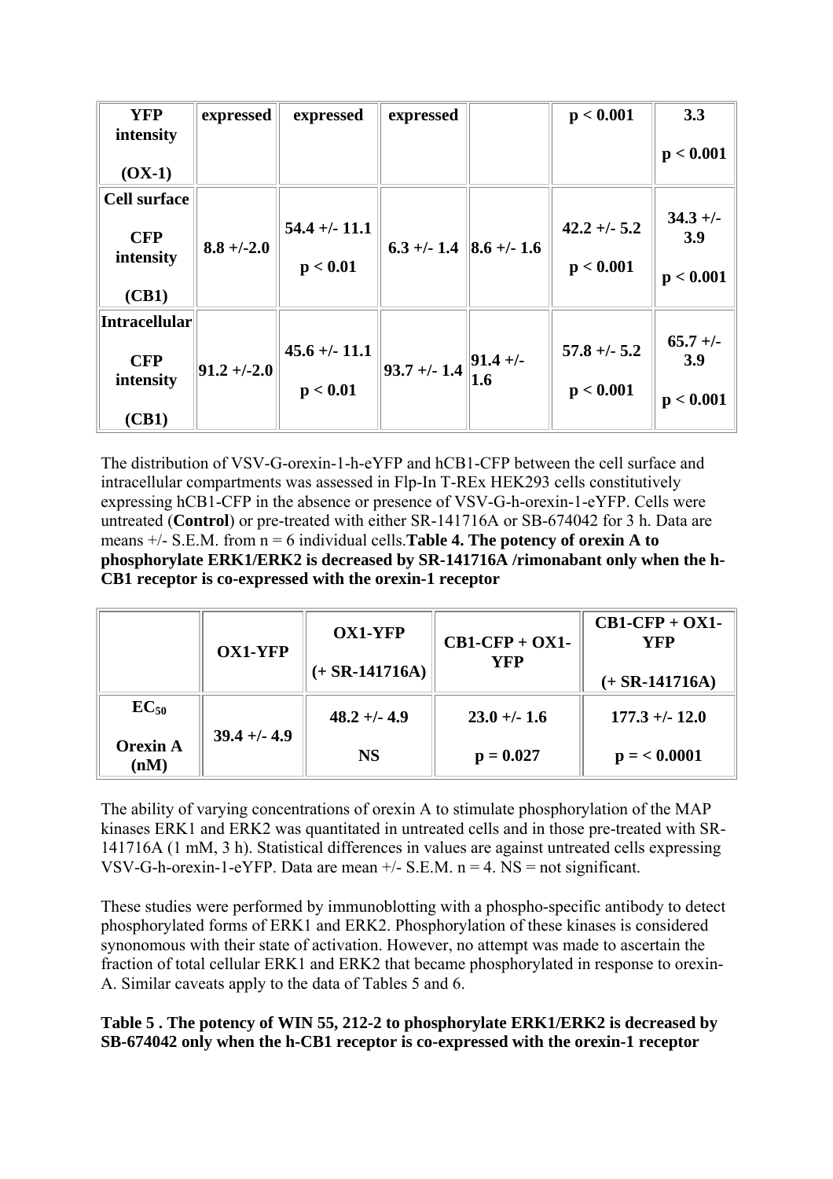| **YFP intensity (OX-1)** | **expressed** | **expressed** | **expressed** | | **p < 0.001** | **3.3 p < 0.001** |
|---|---|---|---|---|---|---|
| **Cell surface CFP intensity (CB1)** | **8.8 +/-2.0** | **54.4 +/- 11.1 p < 0.01** | **6.3 +/- 1.4** | **8.6 +/- 1.6** | **42.2 +/- 5.2 p < 0.001** | **34.3 +/- 3.9 p < 0.001** |
| **Intracellular CFP intensity (CB1)** | **91.2 +/-2.0** | **45.6 +/- 11.1 p < 0.01** | **93.7 +/- 1.4** | **91.4 +/- 1.6** | **57.8 +/- 5.2 p < 0.001** | **65.7 +/- 3.9 p < 0.001** |

The distribution of VSV-G-orexin-1-h-eYFP and hCB1-CFP between the cell surface and intracellular compartments was assessed in Flp-In T-REx HEK293 cells constitutively expressing hCB1-CFP in the absence or presence of VSV-G-h-orexin-1-eYFP. Cells were untreated (**Control**) or pre-treated with either SR-141716A or SB-674042 for 3 h. Data are means +/- S.E.M. from n = 6 individual cells.

**Table 4. The potency of orexin A to phosphorylate ERK1/ERK2 is decreased by SR-141716A /rimonabant only when the h-CB1 receptor is co-expressed with the orexin-1 receptor**

| | **OX1-YFP** | **OX1-YFP (+ SR-141716A)** | **CB1-CFP + OX1-YFP** | **CB1-CFP + OX1-YFP (+ SR-141716A)** |
|---|---|---|---|---|
| **$EC_{50}$ Orexin A (nM)** | **39.4 +/- 4.9** | **48.2 +/- 4.9 NS** | **23.0 +/- 1.6 p = 0.027** | **177.3 +/- 12.0 p = < 0.0001** |

The ability of varying concentrations of orexin A to stimulate phosphorylation of the MAP kinases ERK1 and ERK2 was quantitated in untreated cells and in those pre-treated with SR-141716A (1 mM, 3 h). Statistical differences in values are against untreated cells expressing VSV-G-h-orexin-1-eYFP. Data are mean +/- S.E.M. n = 4. NS = not significant.

These studies were performed by immunoblotting with a phospho-specific antibody to detect phosphorylated forms of ERK1 and ERK2. Phosphorylation of these kinases is considered synonomous with their state of activation. However, no attempt was made to ascertain the fraction of total cellular ERK1 and ERK2 that became phosphorylated in response to orexin-A. Similar caveats apply to the data of Tables 5 and 6.

**Table 5 . The potency of WIN 55, 212-2 to phosphorylate ERK1/ERK2 is decreased by SB-674042 only when the h-CB1 receptor is co-expressed with the orexin-1 receptor**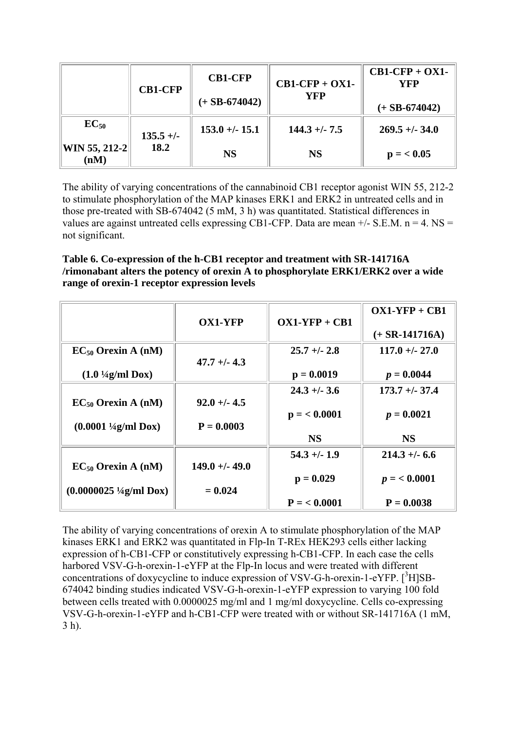| | CB1-CFP | CB1-CFP (+ SB-674042) | CB1-CFP + OX1-YFP | CB1-CFP + OX1-YFP (+ SB-674042) |
|---|---|---|---|---|
| $EC_{50}$ WIN 55, 212-2 (nM) | 135.5 +/- 18.2 | 153.0 +/- 15.1 NS | 144.3 +/- 7.5 NS | 269.5 +/- 34.0 p = < 0.05 |

The ability of varying concentrations of the cannabinoid CB1 receptor agonist WIN 55, 212-2 to stimulate phosphorylation of the MAP kinases ERK1 and ERK2 in untreated cells and in those pre-treated with SB-674042 (5 mM, 3 h) was quantitated. Statistical differences in values are against untreated cells expressing CB1-CFP. Data are mean +/- S.E.M. n = 4. NS = not significant.

**Table 6. Co-expression of the h-CB1 receptor and treatment with SR-141716A /rimonabant alters the potency of orexin A to phosphorylate ERK1/ERK2 over a wide range of orexin-1 receptor expression levels**

| | OX1-YFP | OX1-YFP + CB1 | OX1-YFP + CB1 (+ SR-141716A) |
|---|---|---|---|
| $EC_{50}$ Orexin A (nM) (1.0 ¼g/ml Dox) | 47.7 +/- 4.3 | 25.7 +/- 2.8 p = 0.0019 | 117.0 +/- 27.0 *p* = 0.0044 |
| $EC_{50}$ Orexin A (nM) (0.0001 ¼g/ml Dox) | 92.0 +/- 4.5 P = 0.0003 | 24.3 +/- 3.6 p = < 0.0001 NS | 173.7 +/- 37.4 *p* = 0.0021 NS |
| $EC_{50}$ Orexin A (nM) (0.0000025 ¼g/ml Dox) | 149.0 +/- 49.0 = 0.024 | 54.3 +/- 1.9 p = 0.029 P = < 0.0001 | 214.3 +/- 6.6 *p* = < 0.0001 P = 0.0038 |

The ability of varying concentrations of orexin A to stimulate phosphorylation of the MAP kinases ERK1 and ERK2 was quantitated in Flp-In T-REx HEK293 cells either lacking expression of h-CB1-CFP or constitutively expressing h-CB1-CFP. In each case the cells harbored VSV-G-h-orexin-1-eYFP at the Flp-In locus and were treated with different concentrations of doxycycline to induce expression of VSV-G-h-orexin-1-eYFP. [$^3$H]SB-674042 binding studies indicated VSV-G-h-orexin-1-eYFP expression to varying 100 fold between cells treated with 0.0000025 mg/ml and 1 mg/ml doxycycline. Cells co-expressing VSV-G-h-orexin-1-eYFP and h-CB1-CFP were treated with or without SR-141716A (1 mM, 3 h).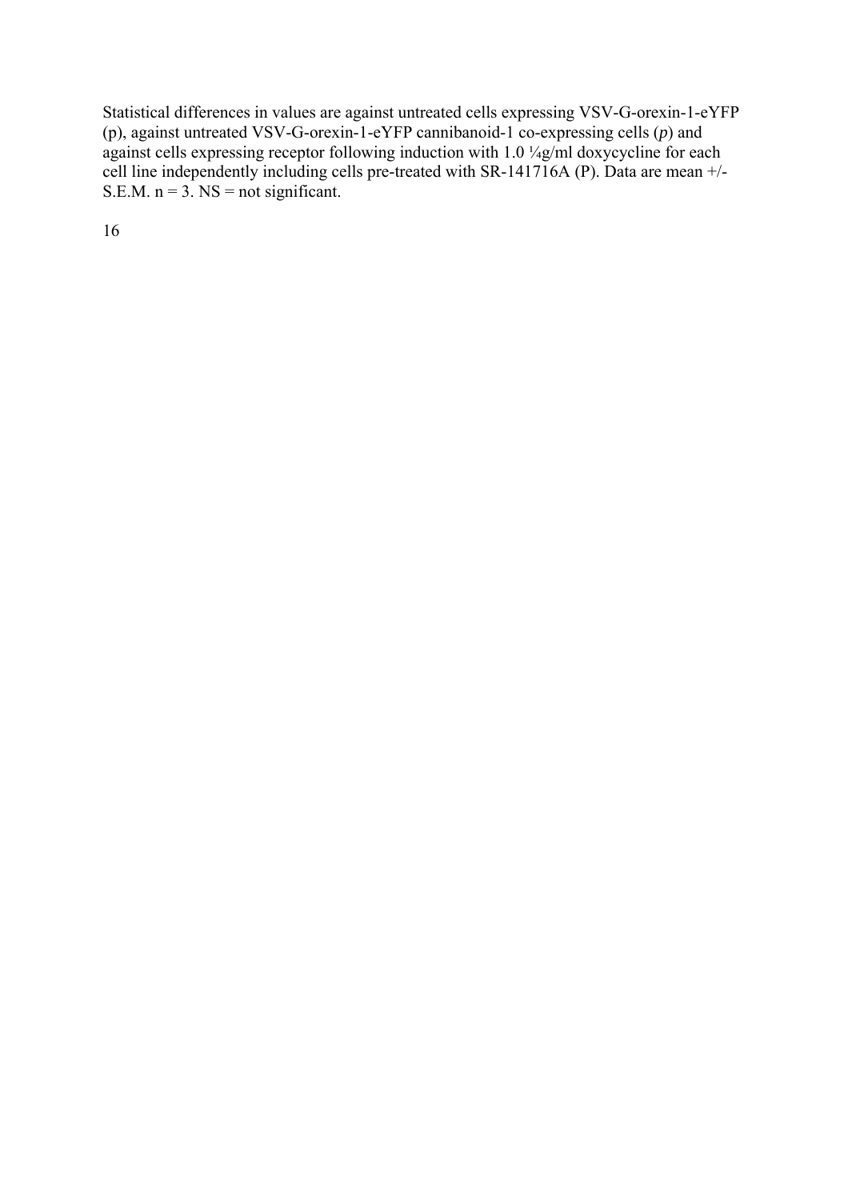Statistical differences in values are against untreated cells expressing VSV-G-orexin-1-eYFP (p), against untreated VSV-G-orexin-1-eYFP cannibanoid-1 co-expressing cells (*p*) and against cells expressing receptor following induction with 1.0 ¼g/ml doxycycline for each cell line independently including cells pre-treated with SR-141716A (P). Data are mean +/- S.E.M. n = 3. NS = not significant.